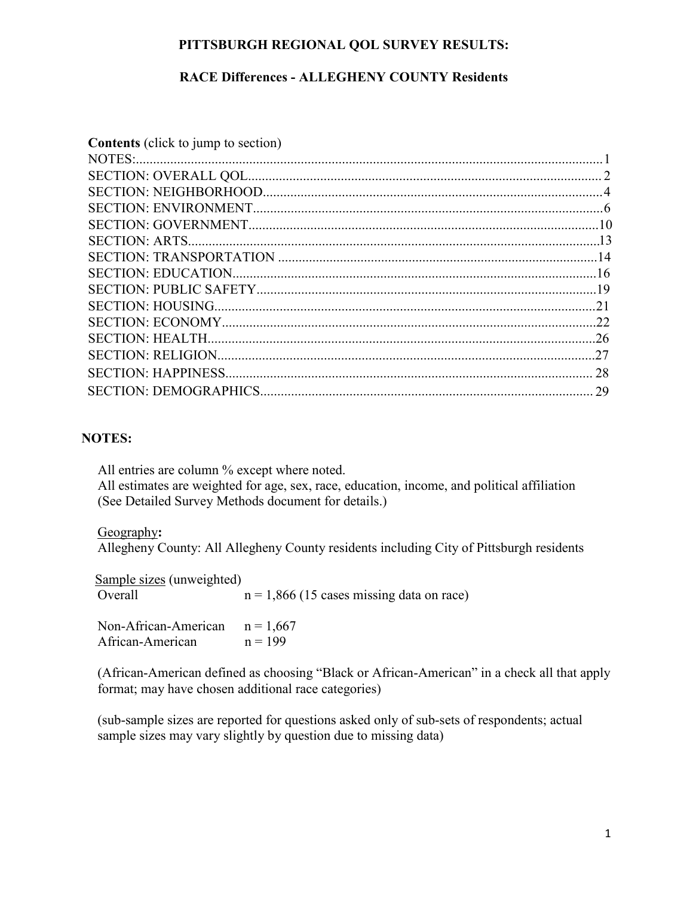# PITTSBURGH REGIONAL QOL SURVEY RESULTS:

## RACE Differences - ALLEGHENY COUNTY Residents

**Contents** (click to jump to section)

NOTES:.....1
SECTION: OVERALL QOL.....2
SECTION: NEIGHBORHOOD.....4
SECTION: ENVIRONMENT.....6
SECTION: GOVERNMENT.....10
SECTION: ARTS.....13
SECTION: TRANSPORTATION.....14
SECTION: EDUCATION.....16
SECTION: PUBLIC SAFETY.....19
SECTION: HOUSING.....21
SECTION: ECONOMY.....22
SECTION: HEALTH.....26
SECTION: RELIGION.....27
SECTION: HAPPINESS.....28
SECTION: DEMOGRAPHICS.....29

## NOTES:

All entries are column % except where noted.
All estimates are weighted for age, sex, race, education, income, and political affiliation
(See Detailed Survey Methods document for details.)

Geography**:**
Allegheny County: All Allegheny County residents including City of Pittsburgh residents

Sample sizes (unweighted)

| | |
|---|---|
| Overall | n = 1,866 (15 cases missing data on race) |
| Non-African-American | n = 1,667 |
| African-American | n = 199 |

(African-American defined as choosing "Black or African-American" in a check all that apply format; may have chosen additional race categories)

(sub-sample sizes are reported for questions asked only of sub-sets of respondents; actual sample sizes may vary slightly by question due to missing data)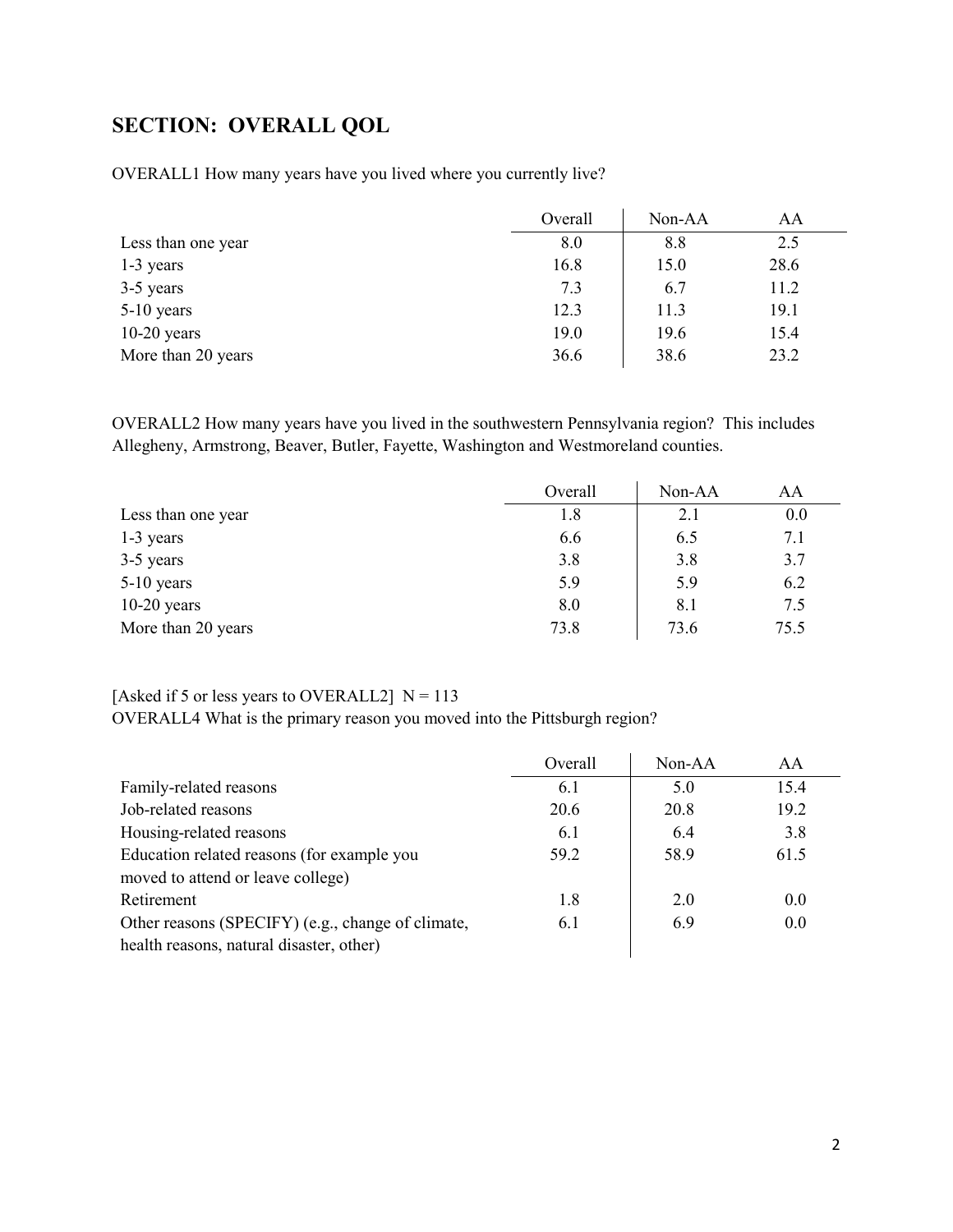## SECTION: OVERALL QOL

OVERALL1 How many years have you lived where you currently live?

| | Overall | Non-AA | AA |
|---|---|---|---|
| Less than one year | 8.0 | 8.8 | 2.5 |
| 1-3 years | 16.8 | 15.0 | 28.6 |
| 3-5 years | 7.3 | 6.7 | 11.2 |
| 5-10 years | 12.3 | 11.3 | 19.1 |
| 10-20 years | 19.0 | 19.6 | 15.4 |
| More than 20 years | 36.6 | 38.6 | 23.2 |

OVERALL2 How many years have you lived in the southwestern Pennsylvania region? This includes Allegheny, Armstrong, Beaver, Butler, Fayette, Washington and Westmoreland counties.

| | Overall | Non-AA | AA |
|---|---|---|---|
| Less than one year | 1.8 | 2.1 | 0.0 |
| 1-3 years | 6.6 | 6.5 | 7.1 |
| 3-5 years | 3.8 | 3.8 | 3.7 |
| 5-10 years | 5.9 | 5.9 | 6.2 |
| 10-20 years | 8.0 | 8.1 | 7.5 |
| More than 20 years | 73.8 | 73.6 | 75.5 |

[Asked if 5 or less years to OVERALL2] N = 113
OVERALL4 What is the primary reason you moved into the Pittsburgh region?

| | Overall | Non-AA | AA |
|---|---|---|---|
| Family-related reasons | 6.1 | 5.0 | 15.4 |
| Job-related reasons | 20.6 | 20.8 | 19.2 |
| Housing-related reasons | 6.1 | 6.4 | 3.8 |
| Education related reasons (for example you moved to attend or leave college) | 59.2 | 58.9 | 61.5 |
| Retirement | 1.8 | 2.0 | 0.0 |
| Other reasons (SPECIFY) (e.g., change of climate, health reasons, natural disaster, other) | 6.1 | 6.9 | 0.0 |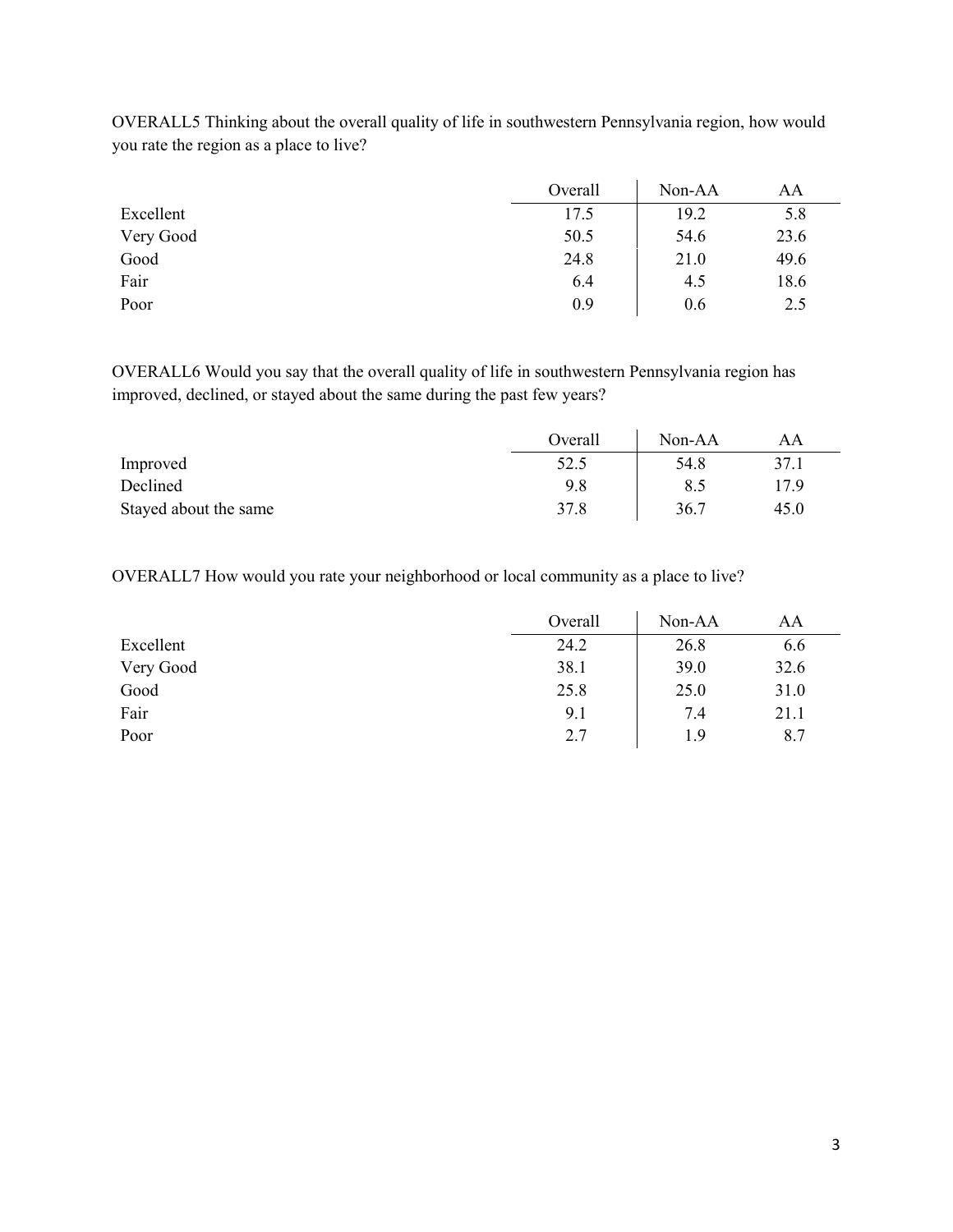OVERALL5 Thinking about the overall quality of life in southwestern Pennsylvania region, how would you rate the region as a place to live?

| | Overall | Non-AA | AA |
|---|---|---|---|
| Excellent | 17.5 | 19.2 | 5.8 |
| Very Good | 50.5 | 54.6 | 23.6 |
| Good | 24.8 | 21.0 | 49.6 |
| Fair | 6.4 | 4.5 | 18.6 |
| Poor | 0.9 | 0.6 | 2.5 |

OVERALL6 Would you say that the overall quality of life in southwestern Pennsylvania region has improved, declined, or stayed about the same during the past few years?

| | Overall | Non-AA | AA |
|---|---|---|---|
| Improved | 52.5 | 54.8 | 37.1 |
| Declined | 9.8 | 8.5 | 17.9 |
| Stayed about the same | 37.8 | 36.7 | 45.0 |

OVERALL7 How would you rate your neighborhood or local community as a place to live?

| | Overall | Non-AA | AA |
|---|---|---|---|
| Excellent | 24.2 | 26.8 | 6.6 |
| Very Good | 38.1 | 39.0 | 32.6 |
| Good | 25.8 | 25.0 | 31.0 |
| Fair | 9.1 | 7.4 | 21.1 |
| Poor | 2.7 | 1.9 | 8.7 |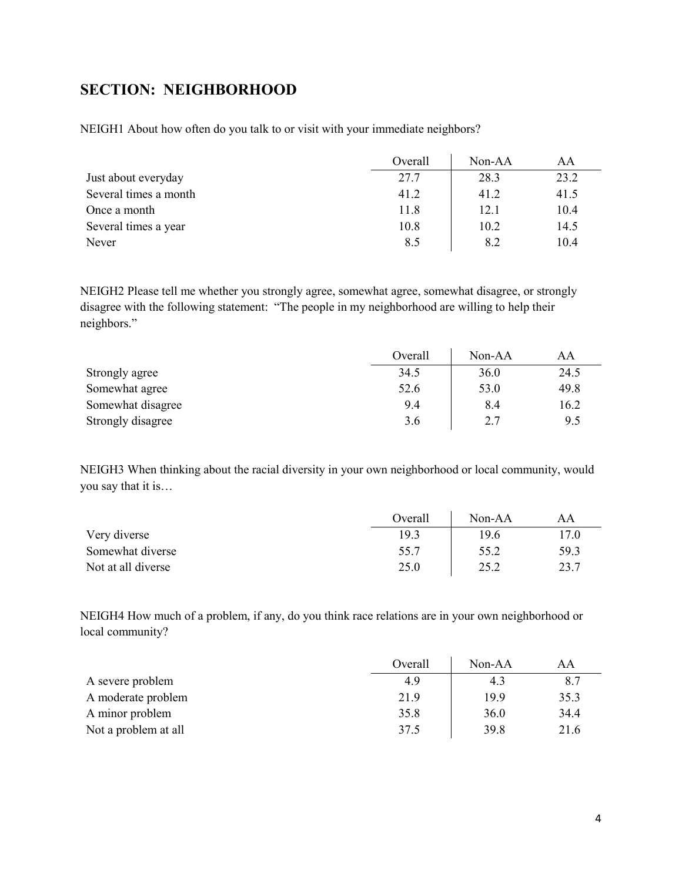## SECTION: NEIGHBORHOOD

NEIGH1 About how often do you talk to or visit with your immediate neighbors?

| | Overall | Non-AA | AA |
|---|---|---|---|
| Just about everyday | 27.7 | 28.3 | 23.2 |
| Several times a month | 41.2 | 41.2 | 41.5 |
| Once a month | 11.8 | 12.1 | 10.4 |
| Several times a year | 10.8 | 10.2 | 14.5 |
| Never | 8.5 | 8.2 | 10.4 |

NEIGH2 Please tell me whether you strongly agree, somewhat agree, somewhat disagree, or strongly disagree with the following statement: "The people in my neighborhood are willing to help their neighbors."

| | Overall | Non-AA | AA |
|---|---|---|---|
| Strongly agree | 34.5 | 36.0 | 24.5 |
| Somewhat agree | 52.6 | 53.0 | 49.8 |
| Somewhat disagree | 9.4 | 8.4 | 16.2 |
| Strongly disagree | 3.6 | 2.7 | 9.5 |

NEIGH3 When thinking about the racial diversity in your own neighborhood or local community, would you say that it is…

| | Overall | Non-AA | AA |
|---|---|---|---|
| Very diverse | 19.3 | 19.6 | 17.0 |
| Somewhat diverse | 55.7 | 55.2 | 59.3 |
| Not at all diverse | 25.0 | 25.2 | 23.7 |

NEIGH4 How much of a problem, if any, do you think race relations are in your own neighborhood or local community?

| | Overall | Non-AA | AA |
|---|---|---|---|
| A severe problem | 4.9 | 4.3 | 8.7 |
| A moderate problem | 21.9 | 19.9 | 35.3 |
| A minor problem | 35.8 | 36.0 | 34.4 |
| Not a problem at all | 37.5 | 39.8 | 21.6 |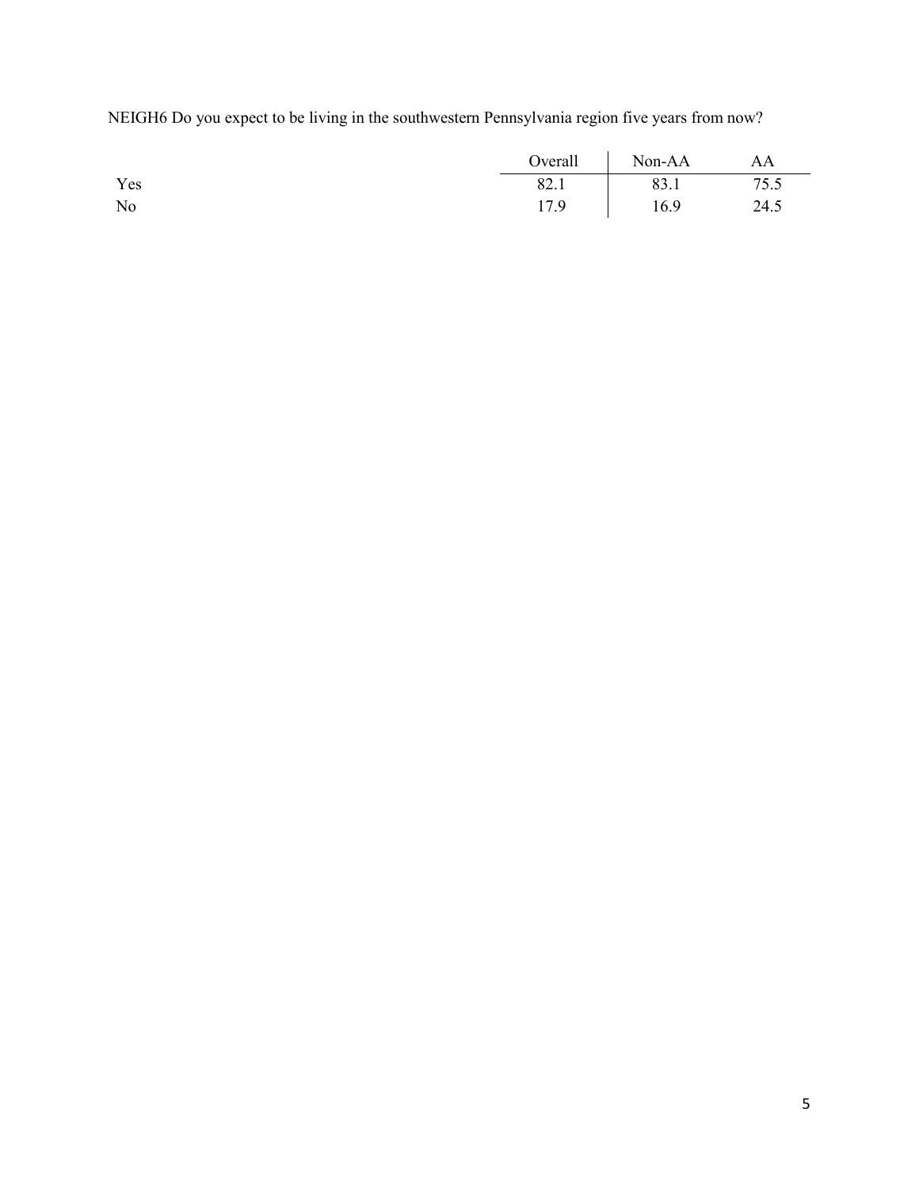NEIGH6 Do you expect to be living in the southwestern Pennsylvania region five years from now?

| | Overall | Non-AA | AA |
|---|---|---|---|
| Yes | 82.1 | 83.1 | 75.5 |
| No | 17.9 | 16.9 | 24.5 |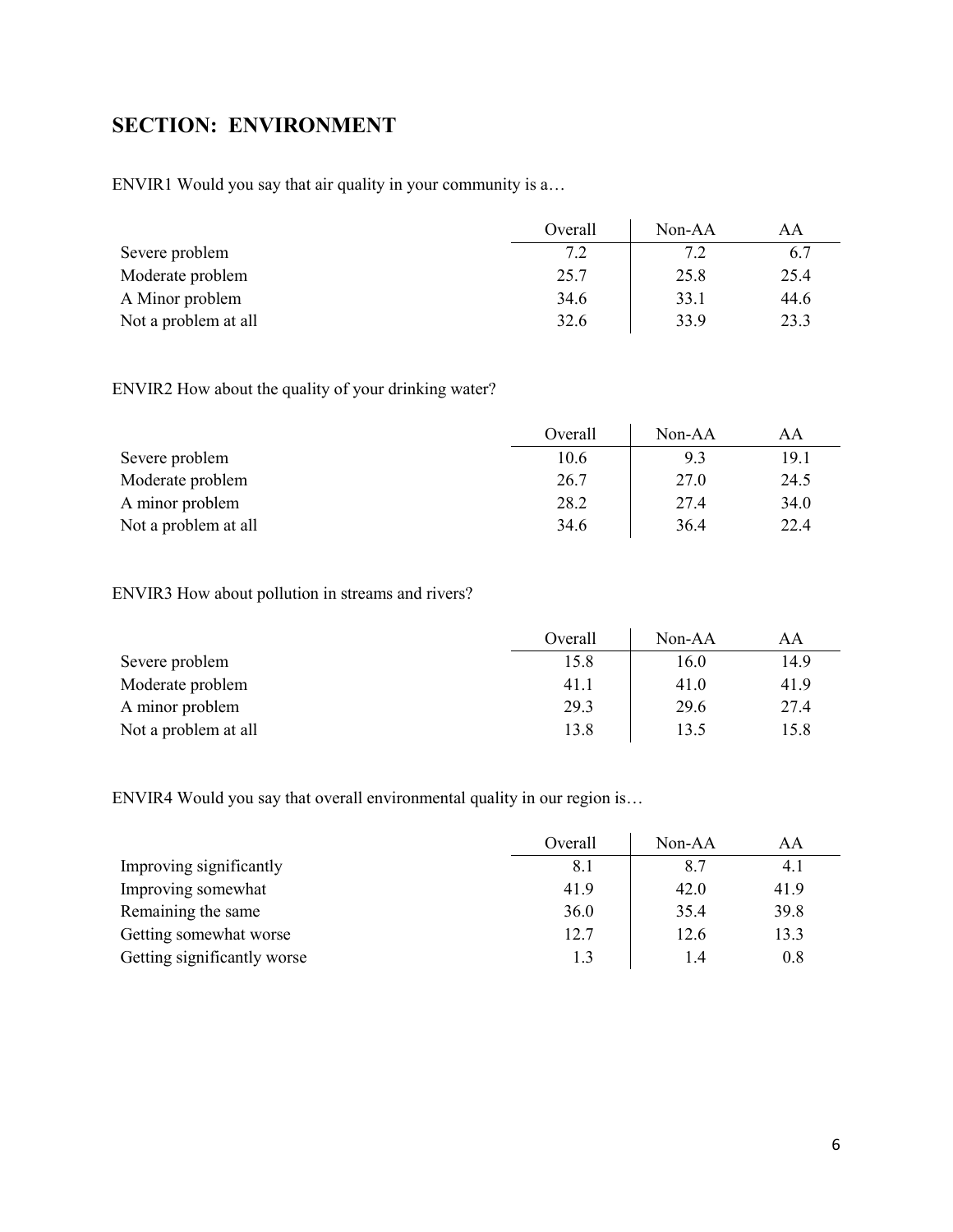## SECTION: ENVIRONMENT

ENVIR1 Would you say that air quality in your community is a…

| | Overall | Non-AA | AA |
|---|---|---|---|
| Severe problem | 7.2 | 7.2 | 6.7 |
| Moderate problem | 25.7 | 25.8 | 25.4 |
| A Minor problem | 34.6 | 33.1 | 44.6 |
| Not a problem at all | 32.6 | 33.9 | 23.3 |

ENVIR2 How about the quality of your drinking water?

| | Overall | Non-AA | AA |
|---|---|---|---|
| Severe problem | 10.6 | 9.3 | 19.1 |
| Moderate problem | 26.7 | 27.0 | 24.5 |
| A minor problem | 28.2 | 27.4 | 34.0 |
| Not a problem at all | 34.6 | 36.4 | 22.4 |

ENVIR3 How about pollution in streams and rivers?

| | Overall | Non-AA | AA |
|---|---|---|---|
| Severe problem | 15.8 | 16.0 | 14.9 |
| Moderate problem | 41.1 | 41.0 | 41.9 |
| A minor problem | 29.3 | 29.6 | 27.4 |
| Not a problem at all | 13.8 | 13.5 | 15.8 |

ENVIR4 Would you say that overall environmental quality in our region is…

| | Overall | Non-AA | AA |
|---|---|---|---|
| Improving significantly | 8.1 | 8.7 | 4.1 |
| Improving somewhat | 41.9 | 42.0 | 41.9 |
| Remaining the same | 36.0 | 35.4 | 39.8 |
| Getting somewhat worse | 12.7 | 12.6 | 13.3 |
| Getting significantly worse | 1.3 | 1.4 | 0.8 |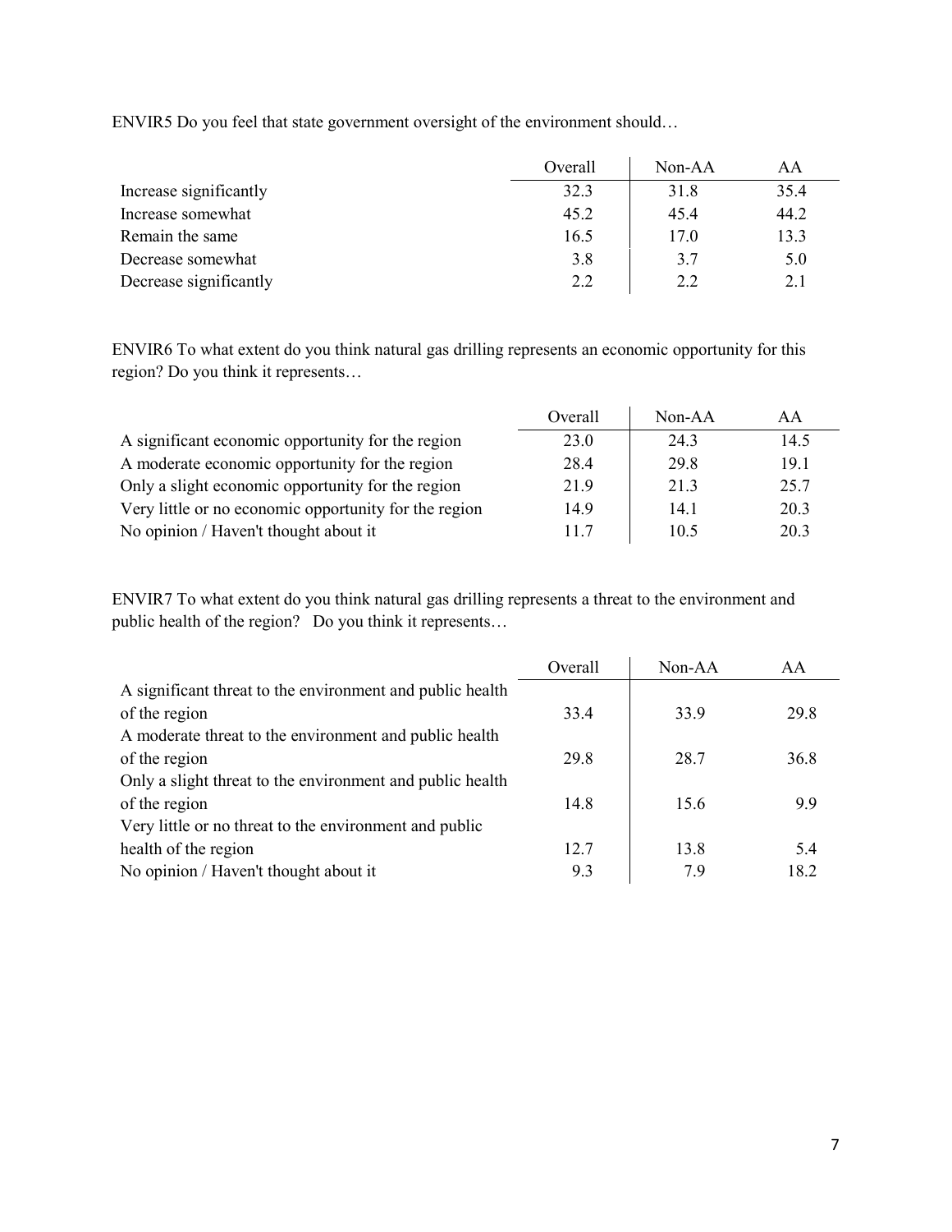ENVIR5 Do you feel that state government oversight of the environment should…

| | Overall | Non-AA | AA |
|---|---|---|---|
| Increase significantly | 32.3 | 31.8 | 35.4 |
| Increase somewhat | 45.2 | 45.4 | 44.2 |
| Remain the same | 16.5 | 17.0 | 13.3 |
| Decrease somewhat | 3.8 | 3.7 | 5.0 |
| Decrease significantly | 2.2 | 2.2 | 2.1 |

ENVIR6 To what extent do you think natural gas drilling represents an economic opportunity for this region? Do you think it represents…

| | Overall | Non-AA | AA |
|---|---|---|---|
| A significant economic opportunity for the region | 23.0 | 24.3 | 14.5 |
| A moderate economic opportunity for the region | 28.4 | 29.8 | 19.1 |
| Only a slight economic opportunity for the region | 21.9 | 21.3 | 25.7 |
| Very little or no economic opportunity for the region | 14.9 | 14.1 | 20.3 |
| No opinion / Haven't thought about it | 11.7 | 10.5 | 20.3 |

ENVIR7 To what extent do you think natural gas drilling represents a threat to the environment and public health of the region? Do you think it represents…

| | Overall | Non-AA | AA |
|---|---|---|---|
| A significant threat to the environment and public health of the region | 33.4 | 33.9 | 29.8 |
| A moderate threat to the environment and public health of the region | 29.8 | 28.7 | 36.8 |
| Only a slight threat to the environment and public health of the region | 14.8 | 15.6 | 9.9 |
| Very little or no threat to the environment and public health of the region | 12.7 | 13.8 | 5.4 |
| No opinion / Haven't thought about it | 9.3 | 7.9 | 18.2 |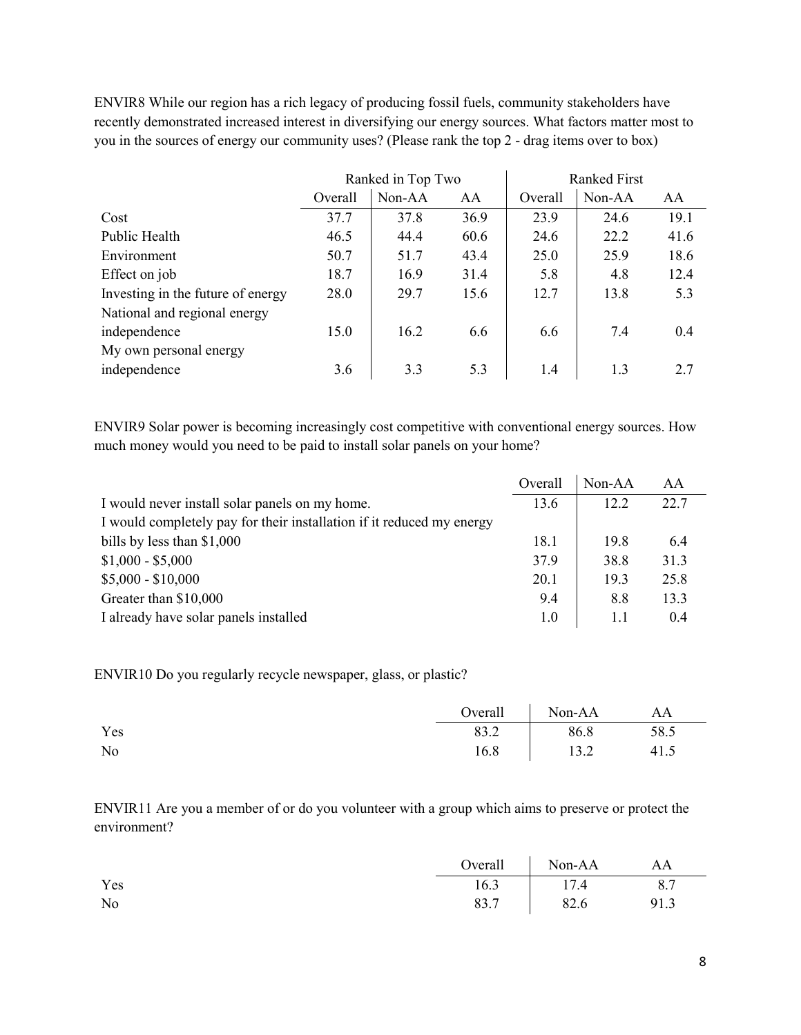ENVIR8 While our region has a rich legacy of producing fossil fuels, community stakeholders have recently demonstrated increased interest in diversifying our energy sources. What factors matter most to you in the sources of energy our community uses? (Please rank the top 2 - drag items over to box)

| | Ranked in Top Two | | | Ranked First | | |
|---|---|---|---|---|---|---|
| | Overall | Non-AA | AA | Overall | Non-AA | AA |
| Cost | 37.7 | 37.8 | 36.9 | 23.9 | 24.6 | 19.1 |
| Public Health | 46.5 | 44.4 | 60.6 | 24.6 | 22.2 | 41.6 |
| Environment | 50.7 | 51.7 | 43.4 | 25.0 | 25.9 | 18.6 |
| Effect on job | 18.7 | 16.9 | 31.4 | 5.8 | 4.8 | 12.4 |
| Investing in the future of energy | 28.0 | 29.7 | 15.6 | 12.7 | 13.8 | 5.3 |
| National and regional energy independence | 15.0 | 16.2 | 6.6 | 6.6 | 7.4 | 0.4 |
| My own personal energy independence | 3.6 | 3.3 | 5.3 | 1.4 | 1.3 | 2.7 |

ENVIR9 Solar power is becoming increasingly cost competitive with conventional energy sources. How much money would you need to be paid to install solar panels on your home?

| | Overall | Non-AA | AA |
|---|---|---|---|
| I would never install solar panels on my home. | 13.6 | 12.2 | 22.7 |
| I would completely pay for their installation if it reduced my energy bills by less than $1,000 | 18.1 | 19.8 | 6.4 |
| $1,000 - $5,000 | 37.9 | 38.8 | 31.3 |
| $5,000 - $10,000 | 20.1 | 19.3 | 25.8 |
| Greater than $10,000 | 9.4 | 8.8 | 13.3 |
| I already have solar panels installed | 1.0 | 1.1 | 0.4 |

ENVIR10 Do you regularly recycle newspaper, glass, or plastic?

| | Overall | Non-AA | AA |
|---|---|---|---|
| Yes | 83.2 | 86.8 | 58.5 |
| No | 16.8 | 13.2 | 41.5 |

ENVIR11 Are you a member of or do you volunteer with a group which aims to preserve or protect the environment?

| | Overall | Non-AA | AA |
|---|---|---|---|
| Yes | 16.3 | 17.4 | 8.7 |
| No | 83.7 | 82.6 | 91.3 |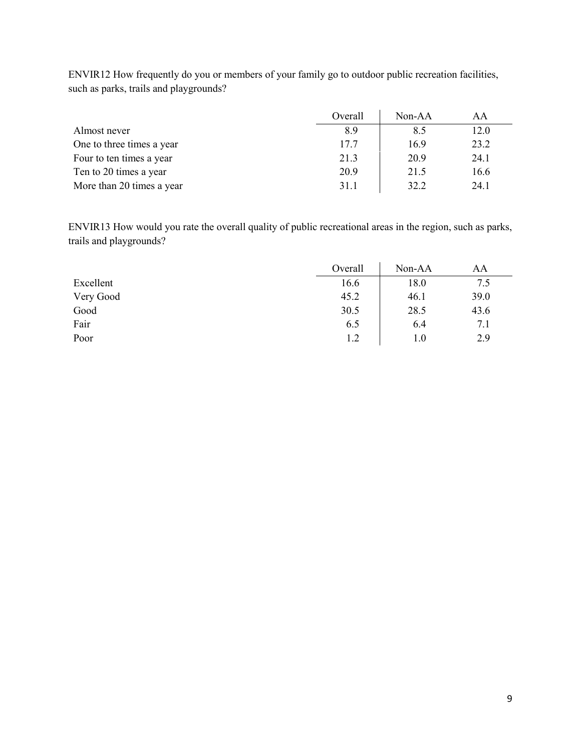ENVIR12 How frequently do you or members of your family go to outdoor public recreation facilities, such as parks, trails and playgrounds?

| | Overall | Non-AA | AA |
|---|---|---|---|
| Almost never | 8.9 | 8.5 | 12.0 |
| One to three times a year | 17.7 | 16.9 | 23.2 |
| Four to ten times a year | 21.3 | 20.9 | 24.1 |
| Ten to 20 times a year | 20.9 | 21.5 | 16.6 |
| More than 20 times a year | 31.1 | 32.2 | 24.1 |

ENVIR13 How would you rate the overall quality of public recreational areas in the region, such as parks, trails and playgrounds?

| | Overall | Non-AA | AA |
|---|---|---|---|
| Excellent | 16.6 | 18.0 | 7.5 |
| Very Good | 45.2 | 46.1 | 39.0 |
| Good | 30.5 | 28.5 | 43.6 |
| Fair | 6.5 | 6.4 | 7.1 |
| Poor | 1.2 | 1.0 | 2.9 |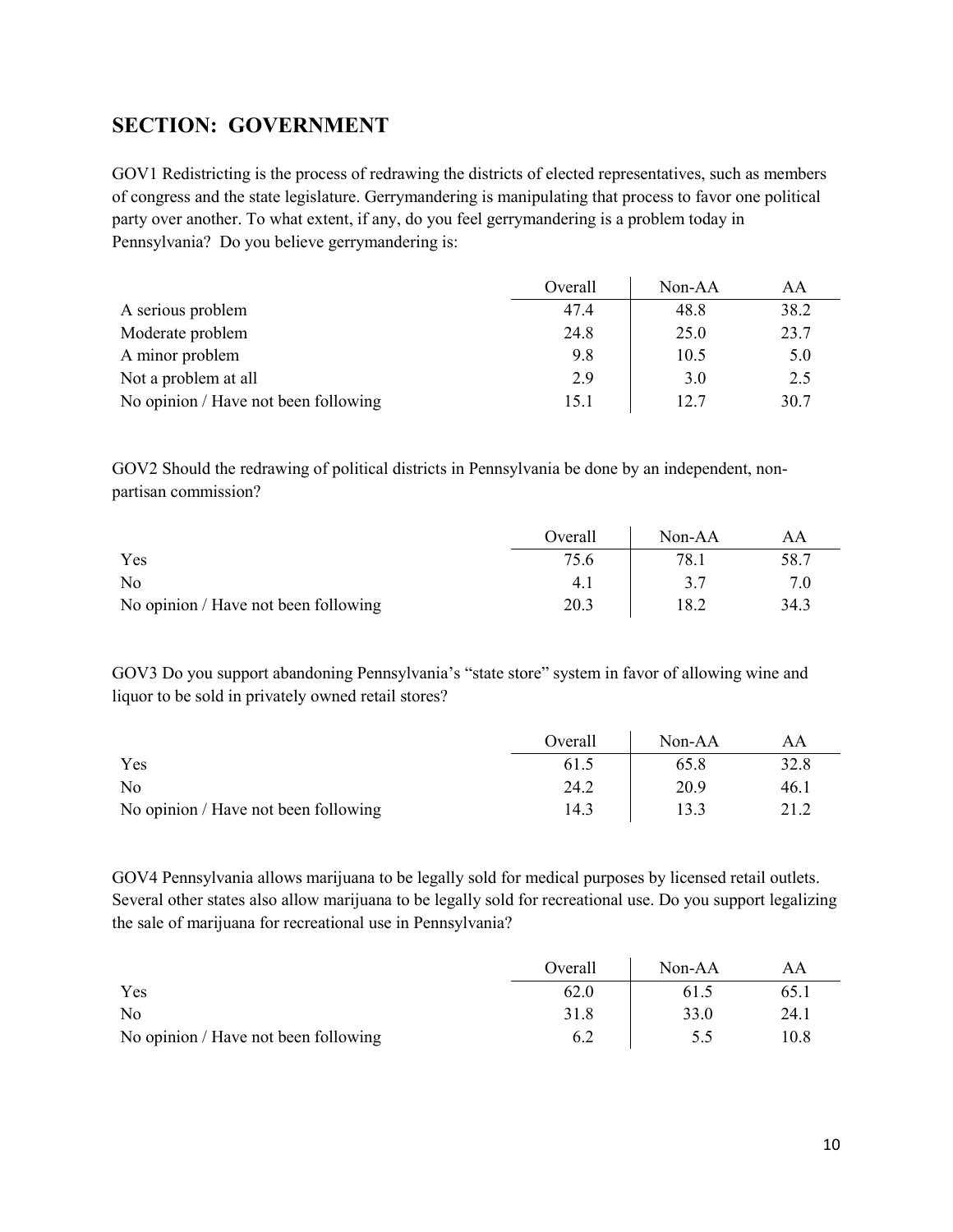## SECTION: GOVERNMENT

GOV1 Redistricting is the process of redrawing the districts of elected representatives, such as members of congress and the state legislature. Gerrymandering is manipulating that process to favor one political party over another. To what extent, if any, do you feel gerrymandering is a problem today in Pennsylvania? Do you believe gerrymandering is:

| | Overall | Non-AA | AA |
|---|---|---|---|
| A serious problem | 47.4 | 48.8 | 38.2 |
| Moderate problem | 24.8 | 25.0 | 23.7 |
| A minor problem | 9.8 | 10.5 | 5.0 |
| Not a problem at all | 2.9 | 3.0 | 2.5 |
| No opinion / Have not been following | 15.1 | 12.7 | 30.7 |

GOV2 Should the redrawing of political districts in Pennsylvania be done by an independent, non-partisan commission?

| | Overall | Non-AA | AA |
|---|---|---|---|
| Yes | 75.6 | 78.1 | 58.7 |
| No | 4.1 | 3.7 | 7.0 |
| No opinion / Have not been following | 20.3 | 18.2 | 34.3 |

GOV3 Do you support abandoning Pennsylvania's "state store" system in favor of allowing wine and liquor to be sold in privately owned retail stores?

| | Overall | Non-AA | AA |
|---|---|---|---|
| Yes | 61.5 | 65.8 | 32.8 |
| No | 24.2 | 20.9 | 46.1 |
| No opinion / Have not been following | 14.3 | 13.3 | 21.2 |

GOV4 Pennsylvania allows marijuana to be legally sold for medical purposes by licensed retail outlets. Several other states also allow marijuana to be legally sold for recreational use. Do you support legalizing the sale of marijuana for recreational use in Pennsylvania?

| | Overall | Non-AA | AA |
|---|---|---|---|
| Yes | 62.0 | 61.5 | 65.1 |
| No | 31.8 | 33.0 | 24.1 |
| No opinion / Have not been following | 6.2 | 5.5 | 10.8 |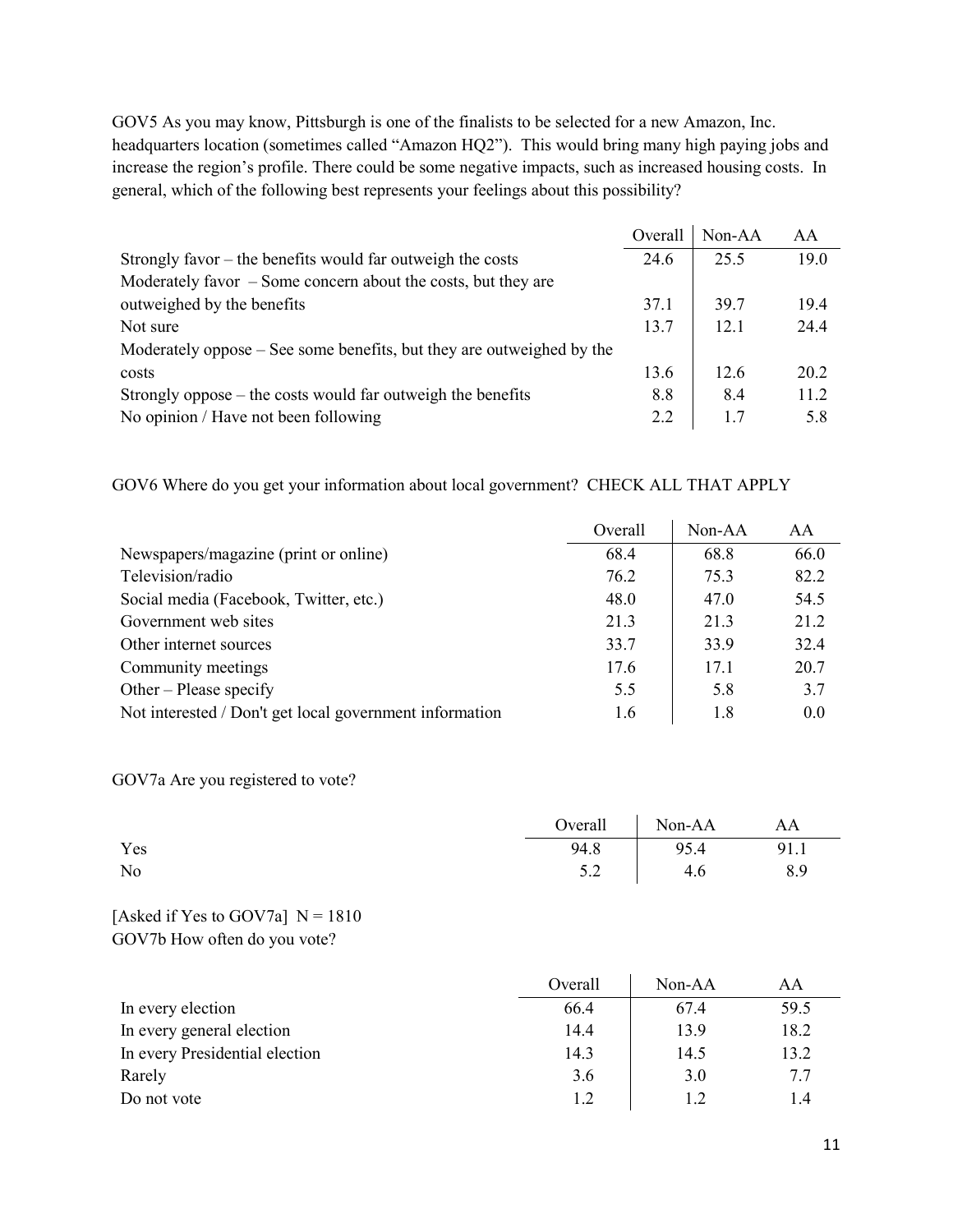GOV5 As you may know, Pittsburgh is one of the finalists to be selected for a new Amazon, Inc. headquarters location (sometimes called "Amazon HQ2"). This would bring many high paying jobs and increase the region's profile. There could be some negative impacts, such as increased housing costs. In general, which of the following best represents your feelings about this possibility?

| | Overall | Non-AA | AA |
|---|---|---|---|
| Strongly favor – the benefits would far outweigh the costs | 24.6 | 25.5 | 19.0 |
| Moderately favor – Some concern about the costs, but they are outweighed by the benefits | 37.1 | 39.7 | 19.4 |
| Not sure | 13.7 | 12.1 | 24.4 |
| Moderately oppose – See some benefits, but they are outweighed by the costs | 13.6 | 12.6 | 20.2 |
| Strongly oppose – the costs would far outweigh the benefits | 8.8 | 8.4 | 11.2 |
| No opinion / Have not been following | 2.2 | 1.7 | 5.8 |

GOV6 Where do you get your information about local government? CHECK ALL THAT APPLY

| | Overall | Non-AA | AA |
|---|---|---|---|
| Newspapers/magazine (print or online) | 68.4 | 68.8 | 66.0 |
| Television/radio | 76.2 | 75.3 | 82.2 |
| Social media (Facebook, Twitter, etc.) | 48.0 | 47.0 | 54.5 |
| Government web sites | 21.3 | 21.3 | 21.2 |
| Other internet sources | 33.7 | 33.9 | 32.4 |
| Community meetings | 17.6 | 17.1 | 20.7 |
| Other – Please specify | 5.5 | 5.8 | 3.7 |
| Not interested / Don't get local government information | 1.6 | 1.8 | 0.0 |

GOV7a Are you registered to vote?

| | Overall | Non-AA | AA |
|---|---|---|---|
| Yes | 94.8 | 95.4 | 91.1 |
| No | 5.2 | 4.6 | 8.9 |

[Asked if Yes to GOV7a] N = 1810
GOV7b How often do you vote?

| | Overall | Non-AA | AA |
|---|---|---|---|
| In every election | 66.4 | 67.4 | 59.5 |
| In every general election | 14.4 | 13.9 | 18.2 |
| In every Presidential election | 14.3 | 14.5 | 13.2 |
| Rarely | 3.6 | 3.0 | 7.7 |
| Do not vote | 1.2 | 1.2 | 1.4 |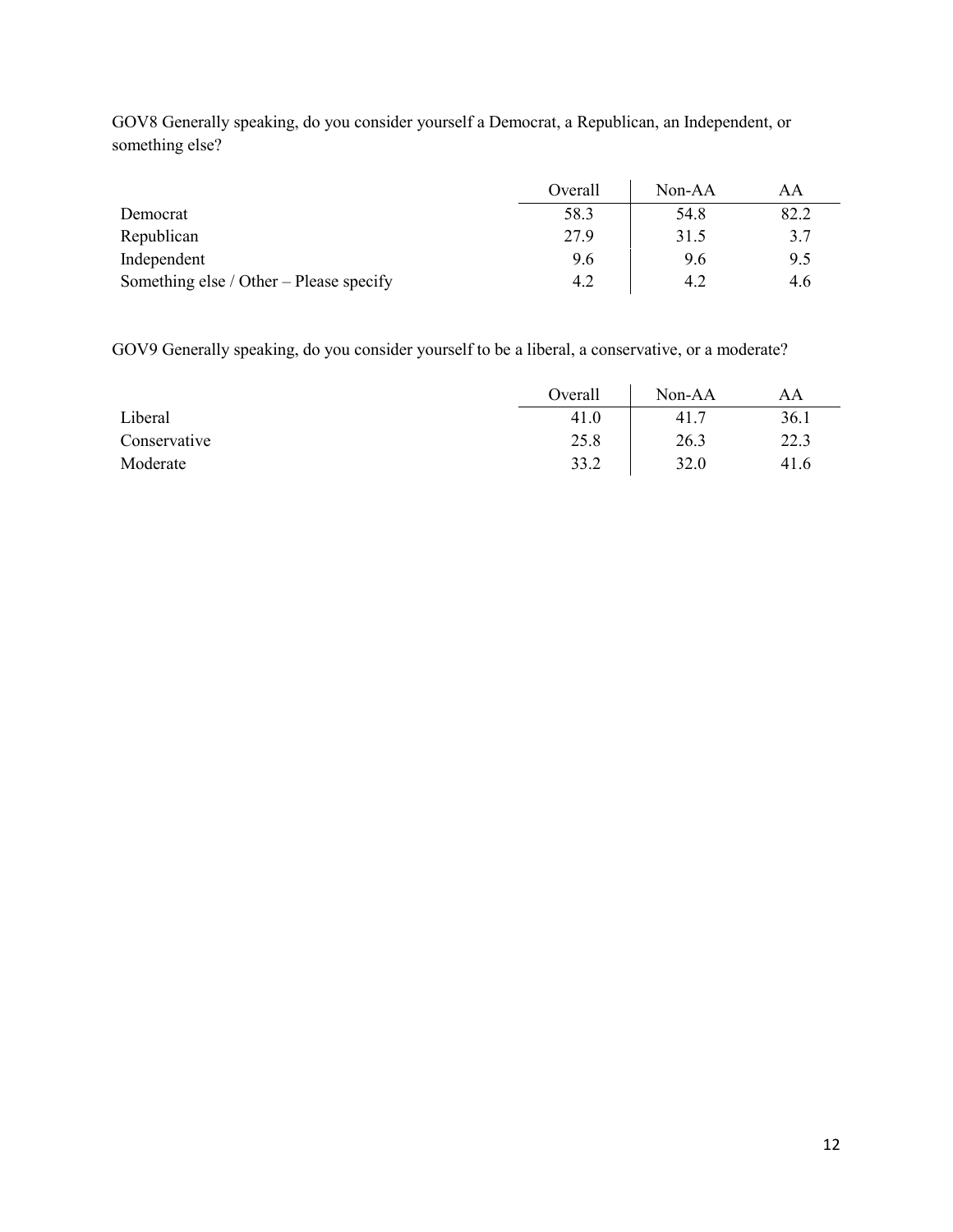GOV8 Generally speaking, do you consider yourself a Democrat, a Republican, an Independent, or something else?

| | Overall | Non-AA | AA |
|---|---|---|---|
| Democrat | 58.3 | 54.8 | 82.2 |
| Republican | 27.9 | 31.5 | 3.7 |
| Independent | 9.6 | 9.6 | 9.5 |
| Something else / Other – Please specify | 4.2 | 4.2 | 4.6 |

GOV9 Generally speaking, do you consider yourself to be a liberal, a conservative, or a moderate?

| | Overall | Non-AA | AA |
|---|---|---|---|
| Liberal | 41.0 | 41.7 | 36.1 |
| Conservative | 25.8 | 26.3 | 22.3 |
| Moderate | 33.2 | 32.0 | 41.6 |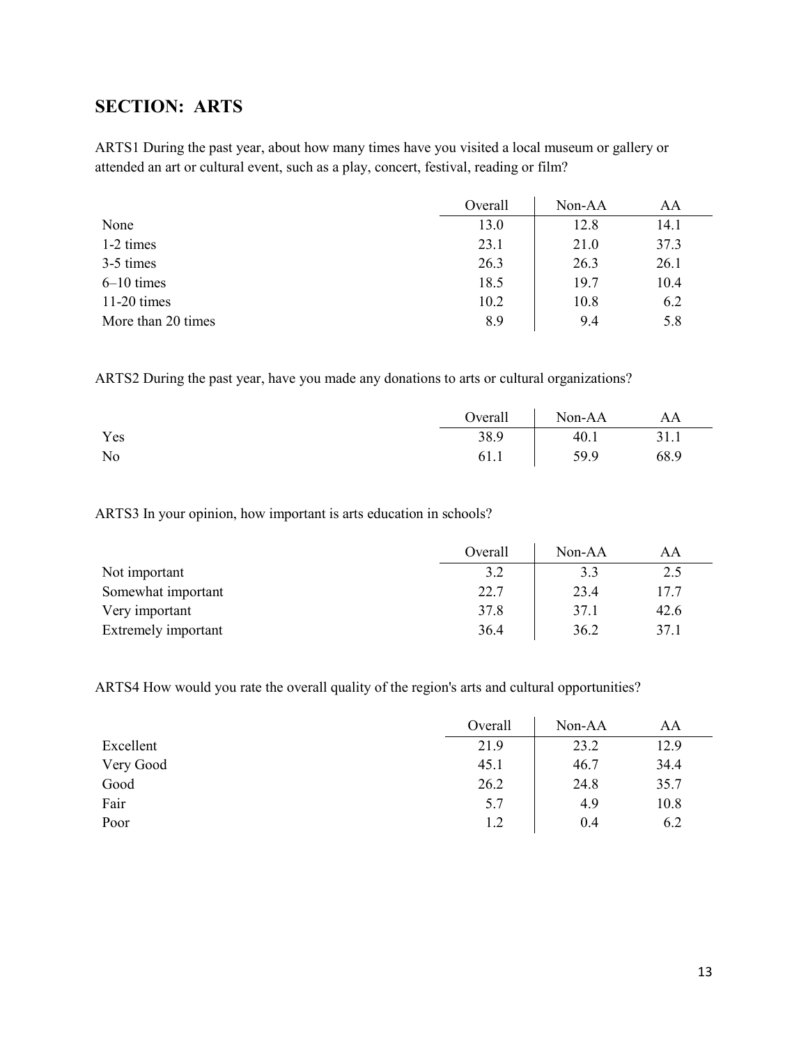## SECTION: ARTS

ARTS1 During the past year, about how many times have you visited a local museum or gallery or attended an art or cultural event, such as a play, concert, festival, reading or film?

| | Overall | Non-AA | AA |
|---|---|---|---|
| None | 13.0 | 12.8 | 14.1 |
| 1-2 times | 23.1 | 21.0 | 37.3 |
| 3-5 times | 26.3 | 26.3 | 26.1 |
| 6–10 times | 18.5 | 19.7 | 10.4 |
| 11-20 times | 10.2 | 10.8 | 6.2 |
| More than 20 times | 8.9 | 9.4 | 5.8 |

ARTS2 During the past year, have you made any donations to arts or cultural organizations?

| | Overall | Non-AA | AA |
|---|---|---|---|
| Yes | 38.9 | 40.1 | 31.1 |
| No | 61.1 | 59.9 | 68.9 |

ARTS3 In your opinion, how important is arts education in schools?

| | Overall | Non-AA | AA |
|---|---|---|---|
| Not important | 3.2 | 3.3 | 2.5 |
| Somewhat important | 22.7 | 23.4 | 17.7 |
| Very important | 37.8 | 37.1 | 42.6 |
| Extremely important | 36.4 | 36.2 | 37.1 |

ARTS4 How would you rate the overall quality of the region's arts and cultural opportunities?

| | Overall | Non-AA | AA |
|---|---|---|---|
| Excellent | 21.9 | 23.2 | 12.9 |
| Very Good | 45.1 | 46.7 | 34.4 |
| Good | 26.2 | 24.8 | 35.7 |
| Fair | 5.7 | 4.9 | 10.8 |
| Poor | 1.2 | 0.4 | 6.2 |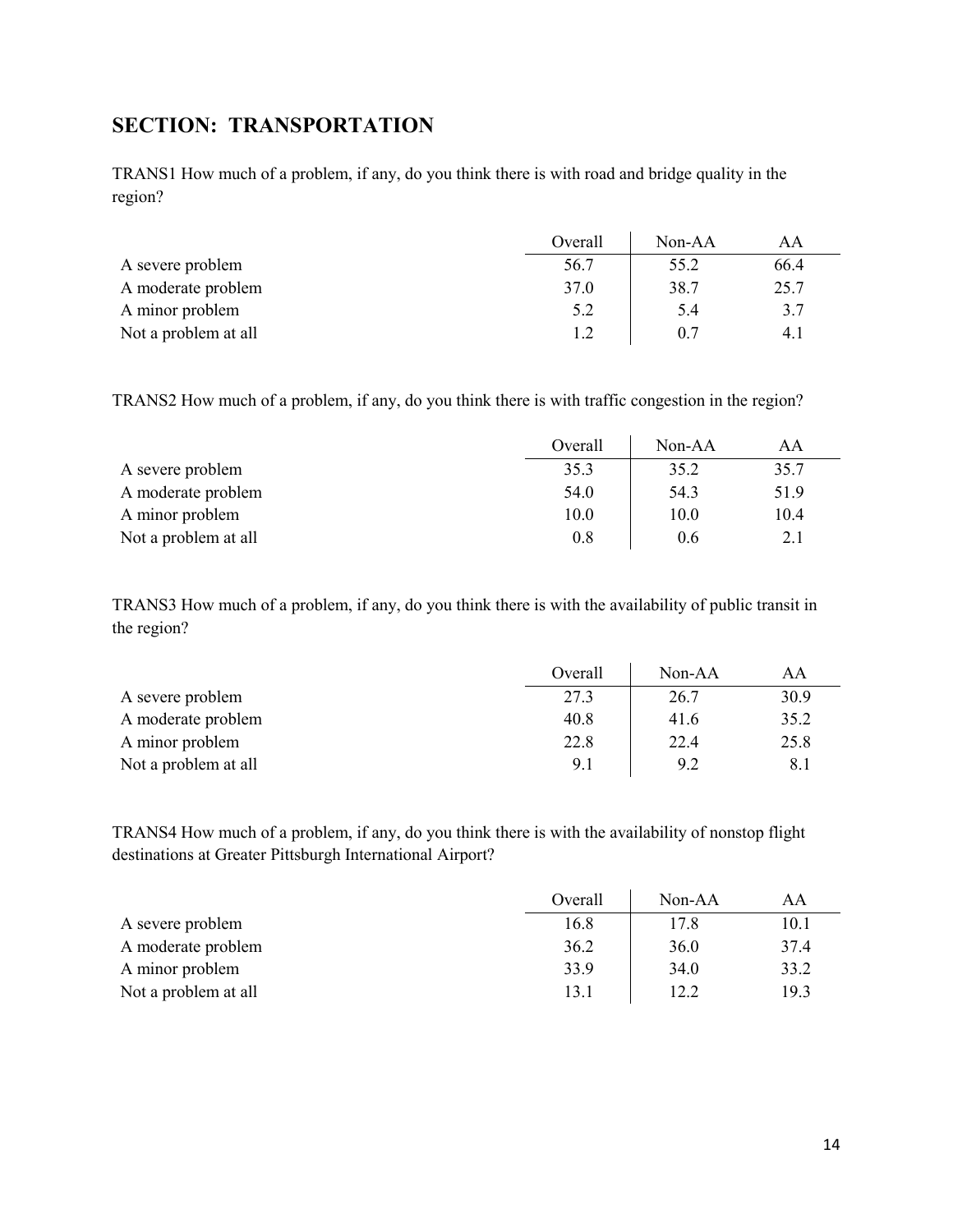## SECTION: TRANSPORTATION

TRANS1 How much of a problem, if any, do you think there is with road and bridge quality in the region?

| | Overall | Non-AA | AA |
|---|---|---|---|
| A severe problem | 56.7 | 55.2 | 66.4 |
| A moderate problem | 37.0 | 38.7 | 25.7 |
| A minor problem | 5.2 | 5.4 | 3.7 |
| Not a problem at all | 1.2 | 0.7 | 4.1 |

TRANS2 How much of a problem, if any, do you think there is with traffic congestion in the region?

| | Overall | Non-AA | AA |
|---|---|---|---|
| A severe problem | 35.3 | 35.2 | 35.7 |
| A moderate problem | 54.0 | 54.3 | 51.9 |
| A minor problem | 10.0 | 10.0 | 10.4 |
| Not a problem at all | 0.8 | 0.6 | 2.1 |

TRANS3 How much of a problem, if any, do you think there is with the availability of public transit in the region?

| | Overall | Non-AA | AA |
|---|---|---|---|
| A severe problem | 27.3 | 26.7 | 30.9 |
| A moderate problem | 40.8 | 41.6 | 35.2 |
| A minor problem | 22.8 | 22.4 | 25.8 |
| Not a problem at all | 9.1 | 9.2 | 8.1 |

TRANS4 How much of a problem, if any, do you think there is with the availability of nonstop flight destinations at Greater Pittsburgh International Airport?

| | Overall | Non-AA | AA |
|---|---|---|---|
| A severe problem | 16.8 | 17.8 | 10.1 |
| A moderate problem | 36.2 | 36.0 | 37.4 |
| A minor problem | 33.9 | 34.0 | 33.2 |
| Not a problem at all | 13.1 | 12.2 | 19.3 |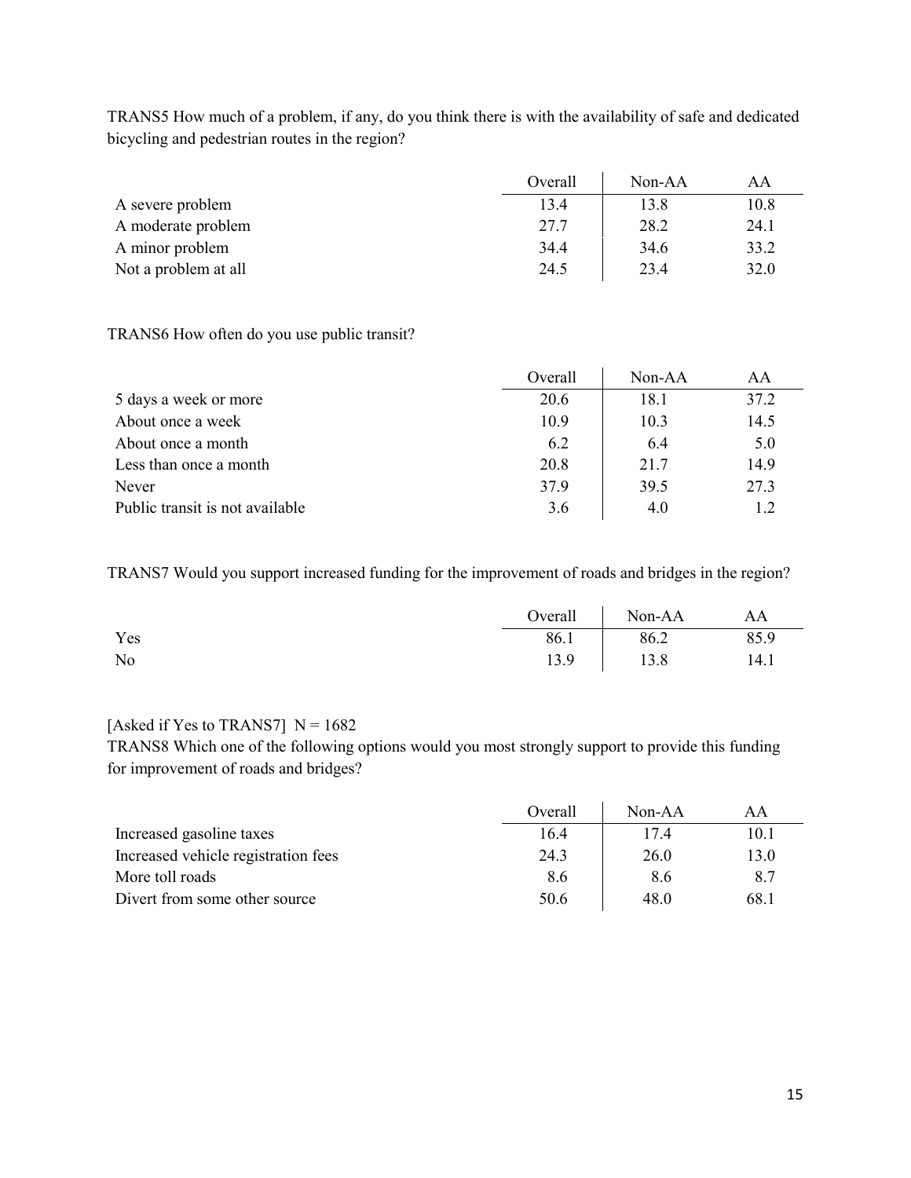TRANS5 How much of a problem, if any, do you think there is with the availability of safe and dedicated bicycling and pedestrian routes in the region?

| | Overall | Non-AA | AA |
|---|---|---|---|
| A severe problem | 13.4 | 13.8 | 10.8 |
| A moderate problem | 27.7 | 28.2 | 24.1 |
| A minor problem | 34.4 | 34.6 | 33.2 |
| Not a problem at all | 24.5 | 23.4 | 32.0 |

TRANS6 How often do you use public transit?

| | Overall | Non-AA | AA |
|---|---|---|---|
| 5 days a week or more | 20.6 | 18.1 | 37.2 |
| About once a week | 10.9 | 10.3 | 14.5 |
| About once a month | 6.2 | 6.4 | 5.0 |
| Less than once a month | 20.8 | 21.7 | 14.9 |
| Never | 37.9 | 39.5 | 27.3 |
| Public transit is not available | 3.6 | 4.0 | 1.2 |

TRANS7 Would you support increased funding for the improvement of roads and bridges in the region?

| | Overall | Non-AA | AA |
|---|---|---|---|
| Yes | 86.1 | 86.2 | 85.9 |
| No | 13.9 | 13.8 | 14.1 |

[Asked if Yes to TRANS7] N = 1682
TRANS8 Which one of the following options would you most strongly support to provide this funding for improvement of roads and bridges?

| | Overall | Non-AA | AA |
|---|---|---|---|
| Increased gasoline taxes | 16.4 | 17.4 | 10.1 |
| Increased vehicle registration fees | 24.3 | 26.0 | 13.0 |
| More toll roads | 8.6 | 8.6 | 8.7 |
| Divert from some other source | 50.6 | 48.0 | 68.1 |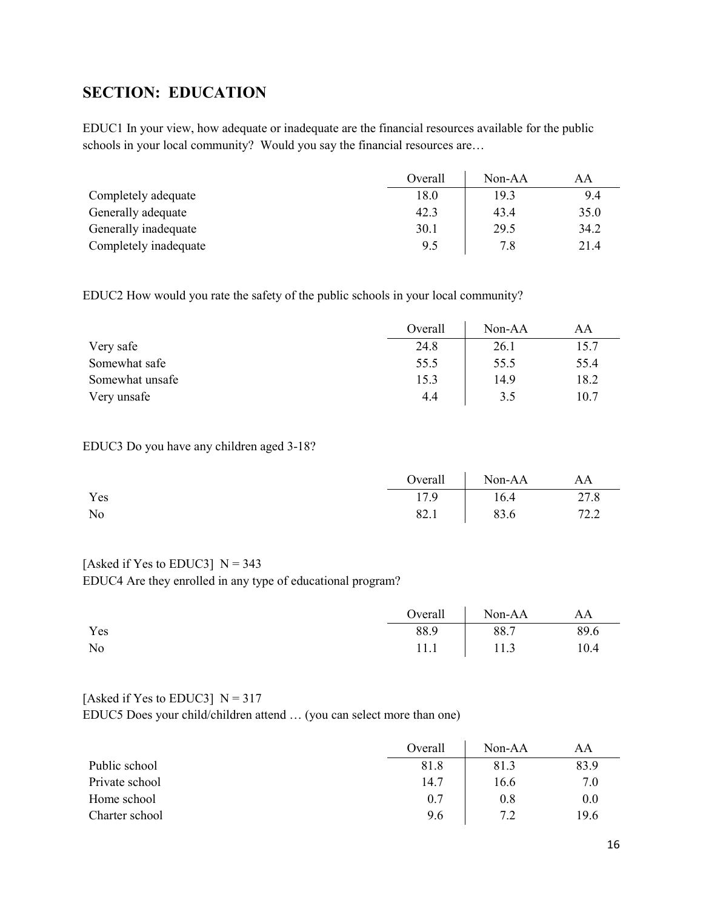## SECTION: EDUCATION

EDUC1 In your view, how adequate or inadequate are the financial resources available for the public schools in your local community? Would you say the financial resources are…

| | Overall | Non-AA | AA |
|---|---|---|---|
| Completely adequate | 18.0 | 19.3 | 9.4 |
| Generally adequate | 42.3 | 43.4 | 35.0 |
| Generally inadequate | 30.1 | 29.5 | 34.2 |
| Completely inadequate | 9.5 | 7.8 | 21.4 |

EDUC2 How would you rate the safety of the public schools in your local community?

| | Overall | Non-AA | AA |
|---|---|---|---|
| Very safe | 24.8 | 26.1 | 15.7 |
| Somewhat safe | 55.5 | 55.5 | 55.4 |
| Somewhat unsafe | 15.3 | 14.9 | 18.2 |
| Very unsafe | 4.4 | 3.5 | 10.7 |

EDUC3 Do you have any children aged 3-18?

| | Overall | Non-AA | AA |
|---|---|---|---|
| Yes | 17.9 | 16.4 | 27.8 |
| No | 82.1 | 83.6 | 72.2 |

[Asked if Yes to EDUC3] N = 343
EDUC4 Are they enrolled in any type of educational program?

| | Overall | Non-AA | AA |
|---|---|---|---|
| Yes | 88.9 | 88.7 | 89.6 |
| No | 11.1 | 11.3 | 10.4 |

[Asked if Yes to EDUC3] N = 317
EDUC5 Does your child/children attend … (you can select more than one)

| | Overall | Non-AA | AA |
|---|---|---|---|
| Public school | 81.8 | 81.3 | 83.9 |
| Private school | 14.7 | 16.6 | 7.0 |
| Home school | 0.7 | 0.8 | 0.0 |
| Charter school | 9.6 | 7.2 | 19.6 |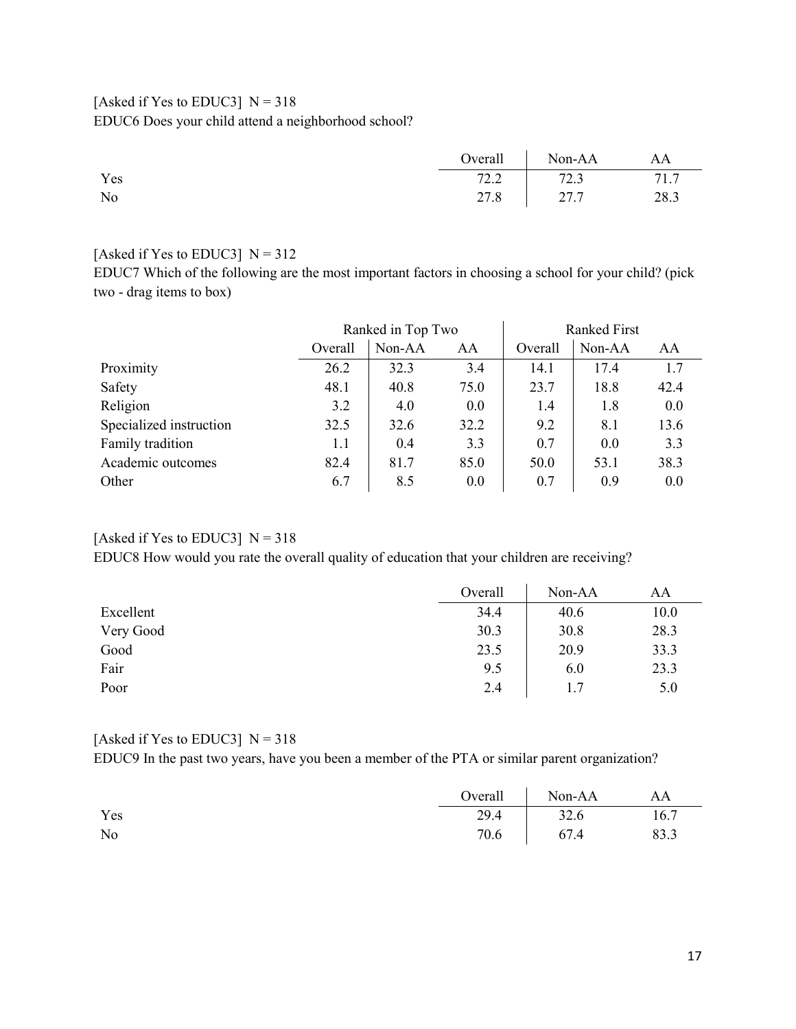[Asked if Yes to EDUC3] N = 318

EDUC6 Does your child attend a neighborhood school?

| | Overall | Non-AA | AA |
|---|---|---|---|
| Yes | 72.2 | 72.3 | 71.7 |
| No | 27.8 | 27.7 | 28.3 |

[Asked if Yes to EDUC3] N = 312

EDUC7 Which of the following are the most important factors in choosing a school for your child? (pick two - drag items to box)

| | Ranked in Top Two | | | Ranked First | | |
|---|---|---|---|---|---|---|
| | Overall | Non-AA | AA | Overall | Non-AA | AA |
| Proximity | 26.2 | 32.3 | 3.4 | 14.1 | 17.4 | 1.7 |
| Safety | 48.1 | 40.8 | 75.0 | 23.7 | 18.8 | 42.4 |
| Religion | 3.2 | 4.0 | 0.0 | 1.4 | 1.8 | 0.0 |
| Specialized instruction | 32.5 | 32.6 | 32.2 | 9.2 | 8.1 | 13.6 |
| Family tradition | 1.1 | 0.4 | 3.3 | 0.7 | 0.0 | 3.3 |
| Academic outcomes | 82.4 | 81.7 | 85.0 | 50.0 | 53.1 | 38.3 |
| Other | 6.7 | 8.5 | 0.0 | 0.7 | 0.9 | 0.0 |

[Asked if Yes to EDUC3] N = 318

EDUC8 How would you rate the overall quality of education that your children are receiving?

| | Overall | Non-AA | AA |
|---|---|---|---|
| Excellent | 34.4 | 40.6 | 10.0 |
| Very Good | 30.3 | 30.8 | 28.3 |
| Good | 23.5 | 20.9 | 33.3 |
| Fair | 9.5 | 6.0 | 23.3 |
| Poor | 2.4 | 1.7 | 5.0 |

[Asked if Yes to EDUC3] N = 318

EDUC9 In the past two years, have you been a member of the PTA or similar parent organization?

| | Overall | Non-AA | AA |
|---|---|---|---|
| Yes | 29.4 | 32.6 | 16.7 |
| No | 70.6 | 67.4 | 83.3 |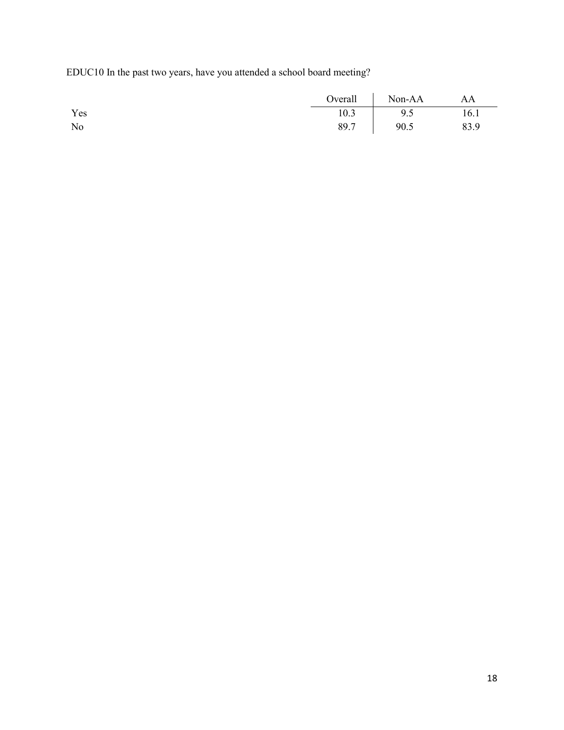EDUC10 In the past two years, have you attended a school board meeting?

| | Overall | Non-AA | AA |
|---|---|---|---|
| Yes | 10.3 | 9.5 | 16.1 |
| No | 89.7 | 90.5 | 83.9 |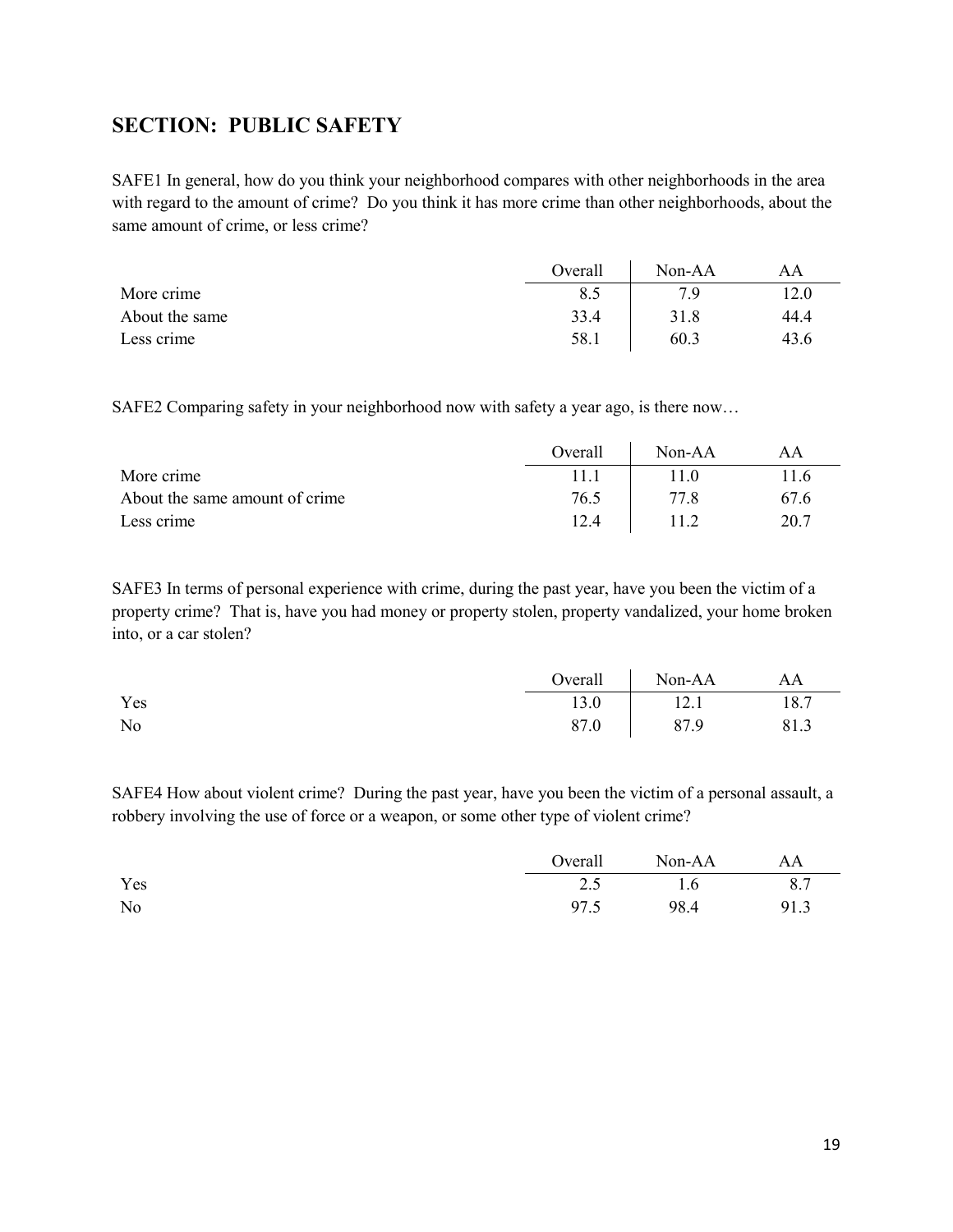## SECTION: PUBLIC SAFETY

SAFE1 In general, how do you think your neighborhood compares with other neighborhoods in the area with regard to the amount of crime? Do you think it has more crime than other neighborhoods, about the same amount of crime, or less crime?

| | Overall | Non-AA | AA |
|---|---|---|---|
| More crime | 8.5 | 7.9 | 12.0 |
| About the same | 33.4 | 31.8 | 44.4 |
| Less crime | 58.1 | 60.3 | 43.6 |

SAFE2 Comparing safety in your neighborhood now with safety a year ago, is there now…

| | Overall | Non-AA | AA |
|---|---|---|---|
| More crime | 11.1 | 11.0 | 11.6 |
| About the same amount of crime | 76.5 | 77.8 | 67.6 |
| Less crime | 12.4 | 11.2 | 20.7 |

SAFE3 In terms of personal experience with crime, during the past year, have you been the victim of a property crime? That is, have you had money or property stolen, property vandalized, your home broken into, or a car stolen?

| | Overall | Non-AA | AA |
|---|---|---|---|
| Yes | 13.0 | 12.1 | 18.7 |
| No | 87.0 | 87.9 | 81.3 |

SAFE4 How about violent crime? During the past year, have you been the victim of a personal assault, a robbery involving the use of force or a weapon, or some other type of violent crime?

| | Overall | Non-AA | AA |
|---|---|---|---|
| Yes | 2.5 | 1.6 | 8.7 |
| No | 97.5 | 98.4 | 91.3 |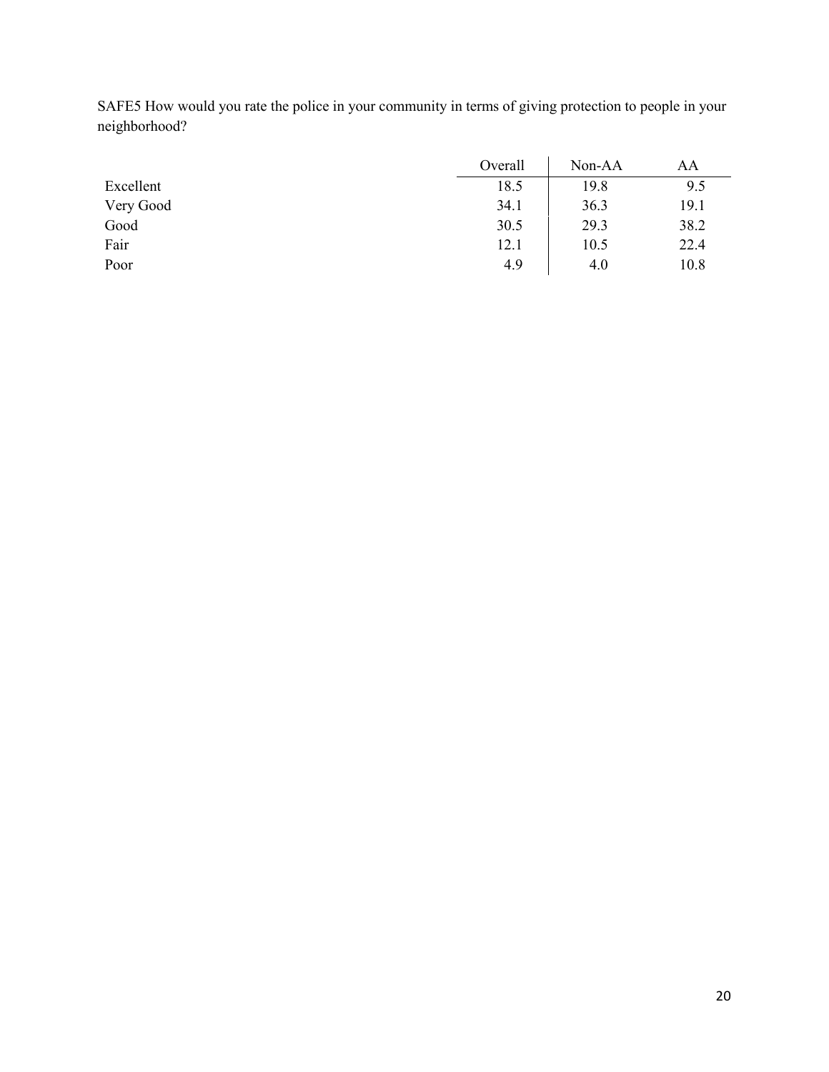SAFE5 How would you rate the police in your community in terms of giving protection to people in your neighborhood?

| | Overall | Non-AA | AA |
|---|---|---|---|
| Excellent | 18.5 | 19.8 | 9.5 |
| Very Good | 34.1 | 36.3 | 19.1 |
| Good | 30.5 | 29.3 | 38.2 |
| Fair | 12.1 | 10.5 | 22.4 |
| Poor | 4.9 | 4.0 | 10.8 |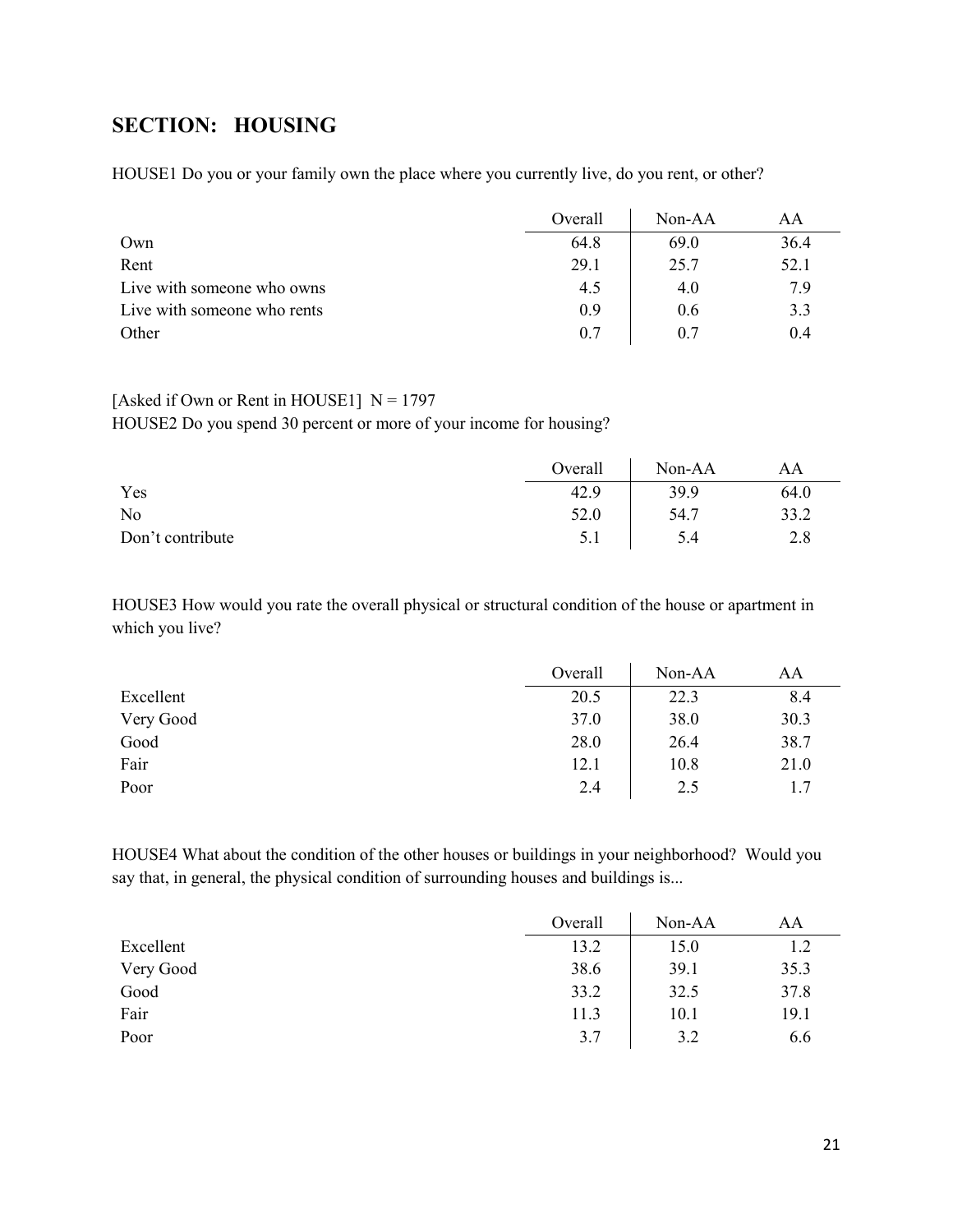## SECTION: HOUSING

HOUSE1 Do you or your family own the place where you currently live, do you rent, or other?

| | Overall | Non-AA | AA |
|---|---|---|---|
| Own | 64.8 | 69.0 | 36.4 |
| Rent | 29.1 | 25.7 | 52.1 |
| Live with someone who owns | 4.5 | 4.0 | 7.9 |
| Live with someone who rents | 0.9 | 0.6 | 3.3 |
| Other | 0.7 | 0.7 | 0.4 |

[Asked if Own or Rent in HOUSE1] N = 1797

HOUSE2 Do you spend 30 percent or more of your income for housing?

| | Overall | Non-AA | AA |
|---|---|---|---|
| Yes | 42.9 | 39.9 | 64.0 |
| No | 52.0 | 54.7 | 33.2 |
| Don't contribute | 5.1 | 5.4 | 2.8 |

HOUSE3 How would you rate the overall physical or structural condition of the house or apartment in which you live?

| | Overall | Non-AA | AA |
|---|---|---|---|
| Excellent | 20.5 | 22.3 | 8.4 |
| Very Good | 37.0 | 38.0 | 30.3 |
| Good | 28.0 | 26.4 | 38.7 |
| Fair | 12.1 | 10.8 | 21.0 |
| Poor | 2.4 | 2.5 | 1.7 |

HOUSE4 What about the condition of the other houses or buildings in your neighborhood? Would you say that, in general, the physical condition of surrounding houses and buildings is...

| | Overall | Non-AA | AA |
|---|---|---|---|
| Excellent | 13.2 | 15.0 | 1.2 |
| Very Good | 38.6 | 39.1 | 35.3 |
| Good | 33.2 | 32.5 | 37.8 |
| Fair | 11.3 | 10.1 | 19.1 |
| Poor | 3.7 | 3.2 | 6.6 |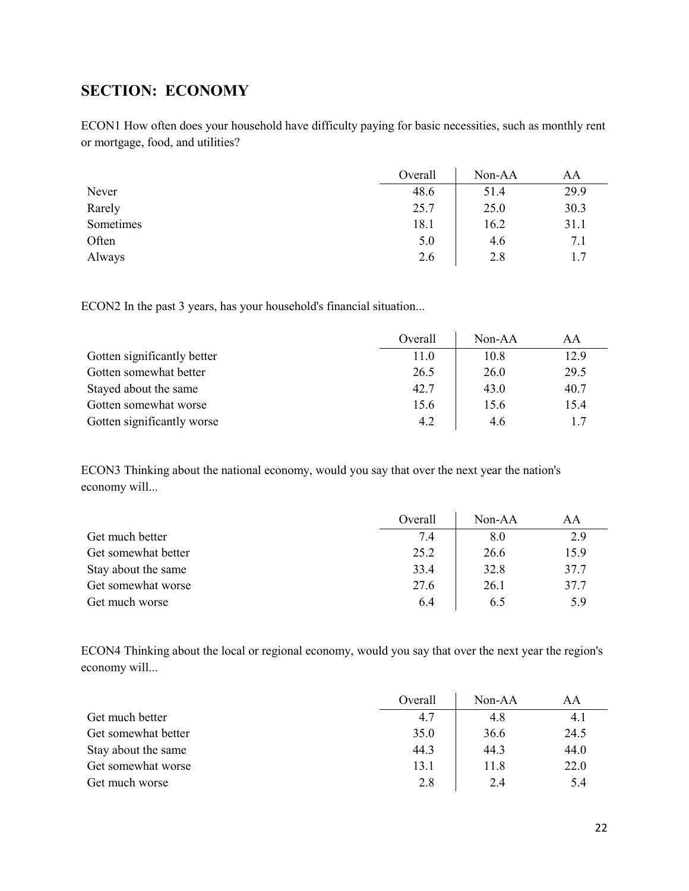## SECTION: ECONOMY

ECON1 How often does your household have difficulty paying for basic necessities, such as monthly rent or mortgage, food, and utilities?

| | Overall | Non-AA | AA |
|---|---|---|---|
| Never | 48.6 | 51.4 | 29.9 |
| Rarely | 25.7 | 25.0 | 30.3 |
| Sometimes | 18.1 | 16.2 | 31.1 |
| Often | 5.0 | 4.6 | 7.1 |
| Always | 2.6 | 2.8 | 1.7 |

ECON2 In the past 3 years, has your household's financial situation...

| | Overall | Non-AA | AA |
|---|---|---|---|
| Gotten significantly better | 11.0 | 10.8 | 12.9 |
| Gotten somewhat better | 26.5 | 26.0 | 29.5 |
| Stayed about the same | 42.7 | 43.0 | 40.7 |
| Gotten somewhat worse | 15.6 | 15.6 | 15.4 |
| Gotten significantly worse | 4.2 | 4.6 | 1.7 |

ECON3 Thinking about the national economy, would you say that over the next year the nation's economy will...

| | Overall | Non-AA | AA |
|---|---|---|---|
| Get much better | 7.4 | 8.0 | 2.9 |
| Get somewhat better | 25.2 | 26.6 | 15.9 |
| Stay about the same | 33.4 | 32.8 | 37.7 |
| Get somewhat worse | 27.6 | 26.1 | 37.7 |
| Get much worse | 6.4 | 6.5 | 5.9 |

ECON4 Thinking about the local or regional economy, would you say that over the next year the region's economy will...

| | Overall | Non-AA | AA |
|---|---|---|---|
| Get much better | 4.7 | 4.8 | 4.1 |
| Get somewhat better | 35.0 | 36.6 | 24.5 |
| Stay about the same | 44.3 | 44.3 | 44.0 |
| Get somewhat worse | 13.1 | 11.8 | 22.0 |
| Get much worse | 2.8 | 2.4 | 5.4 |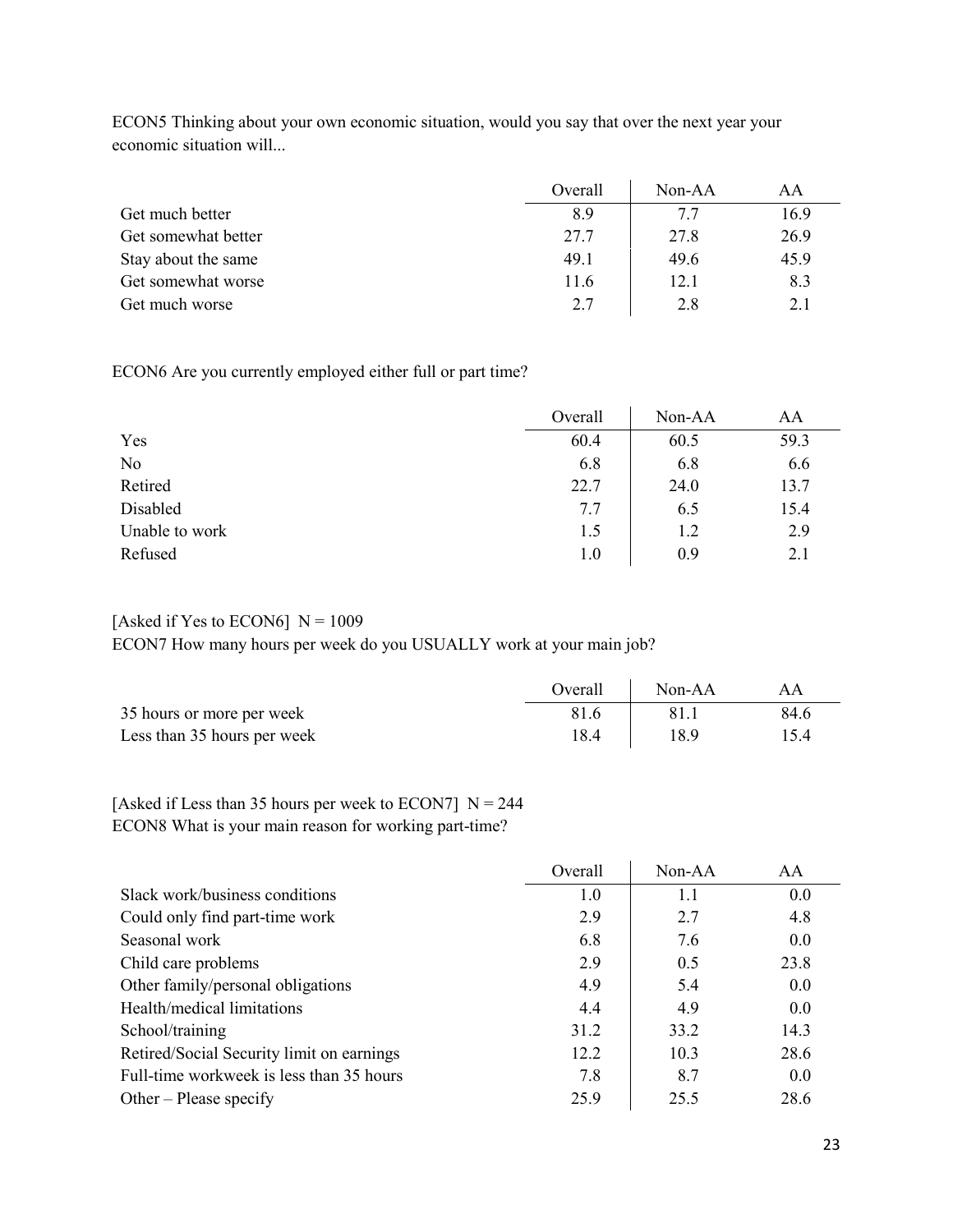ECON5 Thinking about your own economic situation, would you say that over the next year your economic situation will...

| | Overall | Non-AA | AA |
|---|---|---|---|
| Get much better | 8.9 | 7.7 | 16.9 |
| Get somewhat better | 27.7 | 27.8 | 26.9 |
| Stay about the same | 49.1 | 49.6 | 45.9 |
| Get somewhat worse | 11.6 | 12.1 | 8.3 |
| Get much worse | 2.7 | 2.8 | 2.1 |

ECON6 Are you currently employed either full or part time?

| | Overall | Non-AA | AA |
|---|---|---|---|
| Yes | 60.4 | 60.5 | 59.3 |
| No | 6.8 | 6.8 | 6.6 |
| Retired | 22.7 | 24.0 | 13.7 |
| Disabled | 7.7 | 6.5 | 15.4 |
| Unable to work | 1.5 | 1.2 | 2.9 |
| Refused | 1.0 | 0.9 | 2.1 |

[Asked if Yes to ECON6] N = 1009
ECON7 How many hours per week do you USUALLY work at your main job?

| | Overall | Non-AA | AA |
|---|---|---|---|
| 35 hours or more per week | 81.6 | 81.1 | 84.6 |
| Less than 35 hours per week | 18.4 | 18.9 | 15.4 |

[Asked if Less than 35 hours per week to ECON7] N = 244
ECON8 What is your main reason for working part-time?

| | Overall | Non-AA | AA |
|---|---|---|---|
| Slack work/business conditions | 1.0 | 1.1 | 0.0 |
| Could only find part-time work | 2.9 | 2.7 | 4.8 |
| Seasonal work | 6.8 | 7.6 | 0.0 |
| Child care problems | 2.9 | 0.5 | 23.8 |
| Other family/personal obligations | 4.9 | 5.4 | 0.0 |
| Health/medical limitations | 4.4 | 4.9 | 0.0 |
| School/training | 31.2 | 33.2 | 14.3 |
| Retired/Social Security limit on earnings | 12.2 | 10.3 | 28.6 |
| Full-time workweek is less than 35 hours | 7.8 | 8.7 | 0.0 |
| Other – Please specify | 25.9 | 25.5 | 28.6 |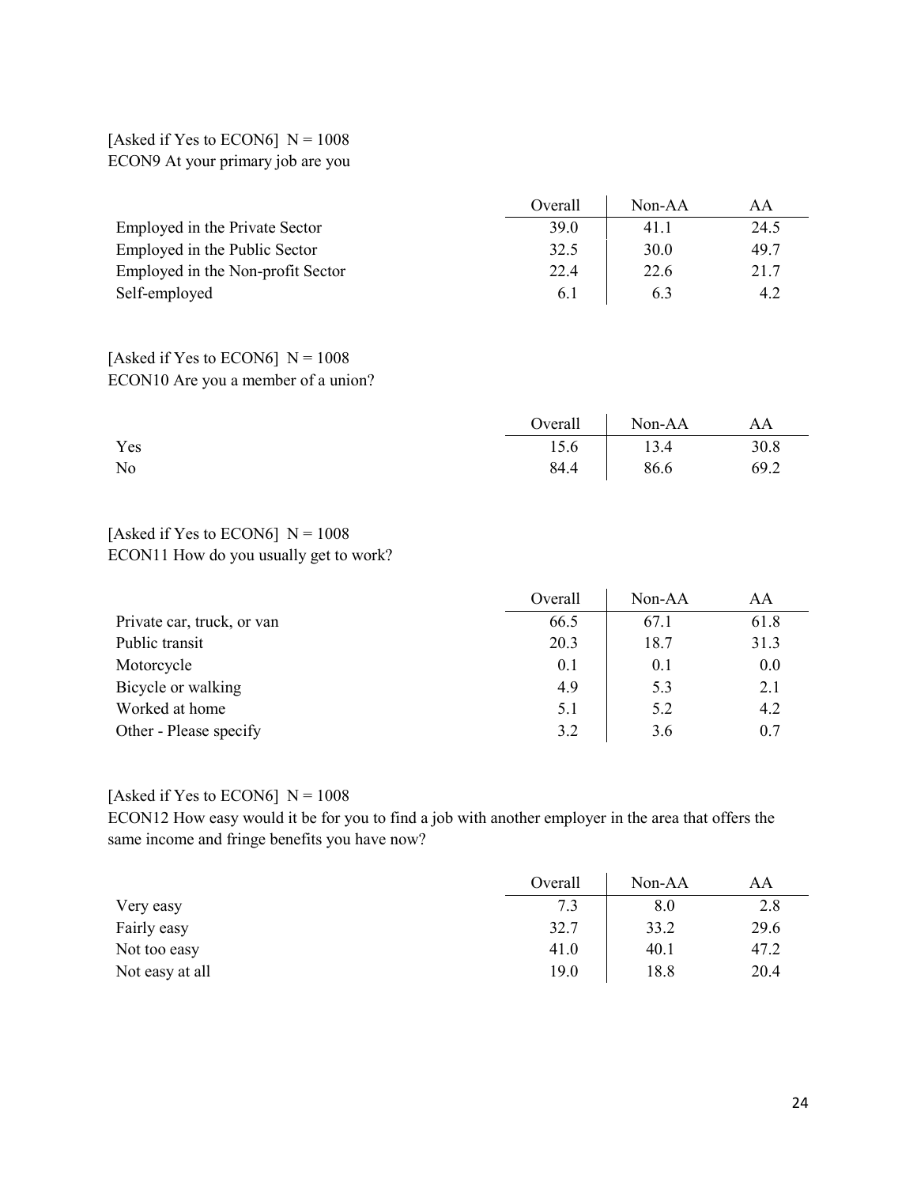[Asked if Yes to ECON6] N = 1008

ECON9 At your primary job are you

| | Overall | Non-AA | AA |
|---|---|---|---|
| Employed in the Private Sector | 39.0 | 41.1 | 24.5 |
| Employed in the Public Sector | 32.5 | 30.0 | 49.7 |
| Employed in the Non-profit Sector | 22.4 | 22.6 | 21.7 |
| Self-employed | 6.1 | 6.3 | 4.2 |

[Asked if Yes to ECON6] N = 1008

ECON10 Are you a member of a union?

| | Overall | Non-AA | AA |
|---|---|---|---|
| Yes | 15.6 | 13.4 | 30.8 |
| No | 84.4 | 86.6 | 69.2 |

[Asked if Yes to ECON6] N = 1008

ECON11 How do you usually get to work?

| | Overall | Non-AA | AA |
|---|---|---|---|
| Private car, truck, or van | 66.5 | 67.1 | 61.8 |
| Public transit | 20.3 | 18.7 | 31.3 |
| Motorcycle | 0.1 | 0.1 | 0.0 |
| Bicycle or walking | 4.9 | 5.3 | 2.1 |
| Worked at home | 5.1 | 5.2 | 4.2 |
| Other - Please specify | 3.2 | 3.6 | 0.7 |

[Asked if Yes to ECON6] N = 1008

ECON12 How easy would it be for you to find a job with another employer in the area that offers the same income and fringe benefits you have now?

| | Overall | Non-AA | AA |
|---|---|---|---|
| Very easy | 7.3 | 8.0 | 2.8 |
| Fairly easy | 32.7 | 33.2 | 29.6 |
| Not too easy | 41.0 | 40.1 | 47.2 |
| Not easy at all | 19.0 | 18.8 | 20.4 |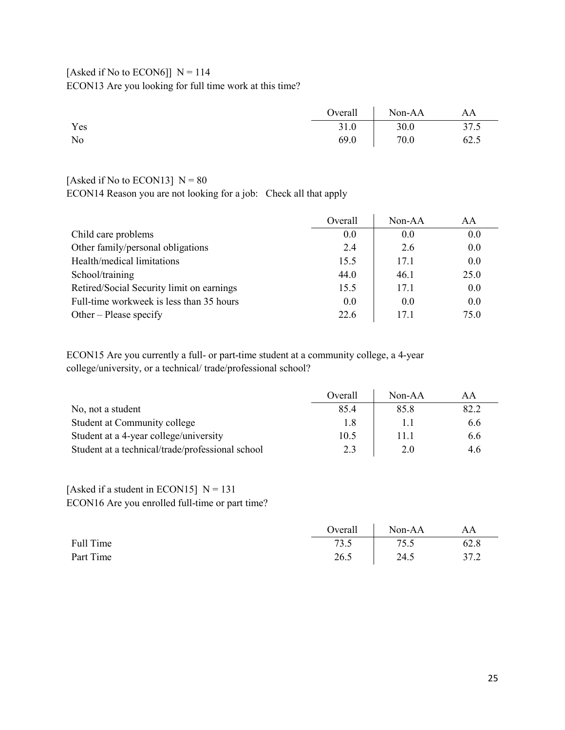[Asked if No to ECON6]] N = 114
ECON13 Are you looking for full time work at this time?

| | Overall | Non-AA | AA |
|---|---|---|---|
| Yes | 31.0 | 30.0 | 37.5 |
| No | 69.0 | 70.0 | 62.5 |

[Asked if No to ECON13] N = 80
ECON14 Reason you are not looking for a job: Check all that apply

| | Overall | Non-AA | AA |
|---|---|---|---|
| Child care problems | 0.0 | 0.0 | 0.0 |
| Other family/personal obligations | 2.4 | 2.6 | 0.0 |
| Health/medical limitations | 15.5 | 17.1 | 0.0 |
| School/training | 44.0 | 46.1 | 25.0 |
| Retired/Social Security limit on earnings | 15.5 | 17.1 | 0.0 |
| Full-time workweek is less than 35 hours | 0.0 | 0.0 | 0.0 |
| Other – Please specify | 22.6 | 17.1 | 75.0 |

ECON15 Are you currently a full- or part-time student at a community college, a 4-year college/university, or a technical/ trade/professional school?

| | Overall | Non-AA | AA |
|---|---|---|---|
| No, not a student | 85.4 | 85.8 | 82.2 |
| Student at Community college | 1.8 | 1.1 | 6.6 |
| Student at a 4-year college/university | 10.5 | 11.1 | 6.6 |
| Student at a technical/trade/professional school | 2.3 | 2.0 | 4.6 |

[Asked if a student in ECON15] N = 131
ECON16 Are you enrolled full-time or part time?

| | Overall | Non-AA | AA |
|---|---|---|---|
| Full Time | 73.5 | 75.5 | 62.8 |
| Part Time | 26.5 | 24.5 | 37.2 |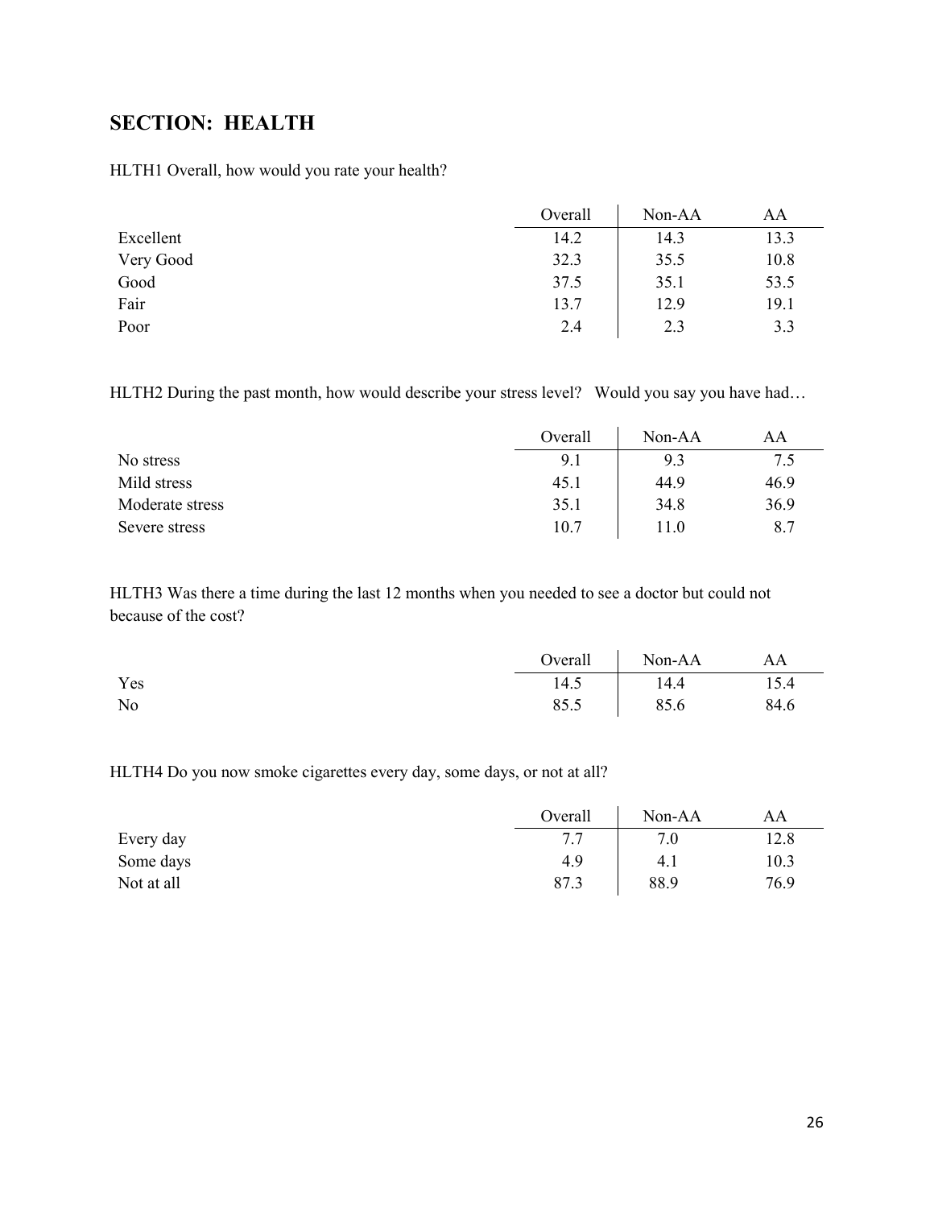## SECTION: HEALTH

HLTH1 Overall, how would you rate your health?

| | Overall | Non-AA | AA |
|---|---|---|---|
| Excellent | 14.2 | 14.3 | 13.3 |
| Very Good | 32.3 | 35.5 | 10.8 |
| Good | 37.5 | 35.1 | 53.5 |
| Fair | 13.7 | 12.9 | 19.1 |
| Poor | 2.4 | 2.3 | 3.3 |

HLTH2 During the past month, how would describe your stress level? Would you say you have had…

| | Overall | Non-AA | AA |
|---|---|---|---|
| No stress | 9.1 | 9.3 | 7.5 |
| Mild stress | 45.1 | 44.9 | 46.9 |
| Moderate stress | 35.1 | 34.8 | 36.9 |
| Severe stress | 10.7 | 11.0 | 8.7 |

HLTH3 Was there a time during the last 12 months when you needed to see a doctor but could not because of the cost?

| | Overall | Non-AA | AA |
|---|---|---|---|
| Yes | 14.5 | 14.4 | 15.4 |
| No | 85.5 | 85.6 | 84.6 |

HLTH4 Do you now smoke cigarettes every day, some days, or not at all?

| | Overall | Non-AA | AA |
|---|---|---|---|
| Every day | 7.7 | 7.0 | 12.8 |
| Some days | 4.9 | 4.1 | 10.3 |
| Not at all | 87.3 | 88.9 | 76.9 |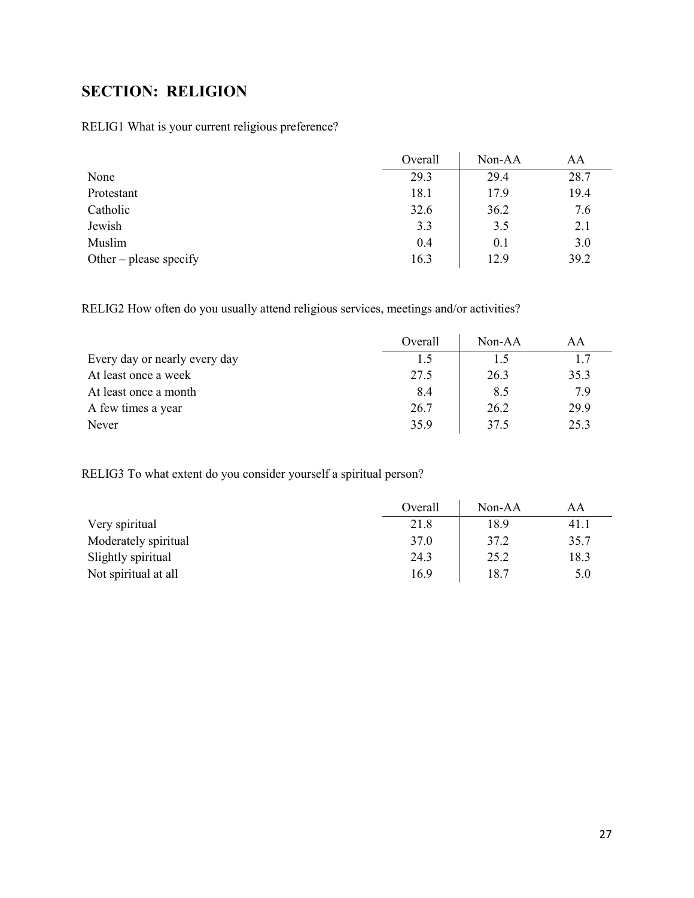## SECTION: RELIGION

RELIG1 What is your current religious preference?

| | Overall | Non-AA | AA |
|---|---|---|---|
| None | 29.3 | 29.4 | 28.7 |
| Protestant | 18.1 | 17.9 | 19.4 |
| Catholic | 32.6 | 36.2 | 7.6 |
| Jewish | 3.3 | 3.5 | 2.1 |
| Muslim | 0.4 | 0.1 | 3.0 |
| Other – please specify | 16.3 | 12.9 | 39.2 |

RELIG2 How often do you usually attend religious services, meetings and/or activities?

| | Overall | Non-AA | AA |
|---|---|---|---|
| Every day or nearly every day | 1.5 | 1.5 | 1.7 |
| At least once a week | 27.5 | 26.3 | 35.3 |
| At least once a month | 8.4 | 8.5 | 7.9 |
| A few times a year | 26.7 | 26.2 | 29.9 |
| Never | 35.9 | 37.5 | 25.3 |

RELIG3 To what extent do you consider yourself a spiritual person?

| | Overall | Non-AA | AA |
|---|---|---|---|
| Very spiritual | 21.8 | 18.9 | 41.1 |
| Moderately spiritual | 37.0 | 37.2 | 35.7 |
| Slightly spiritual | 24.3 | 25.2 | 18.3 |
| Not spiritual at all | 16.9 | 18.7 | 5.0 |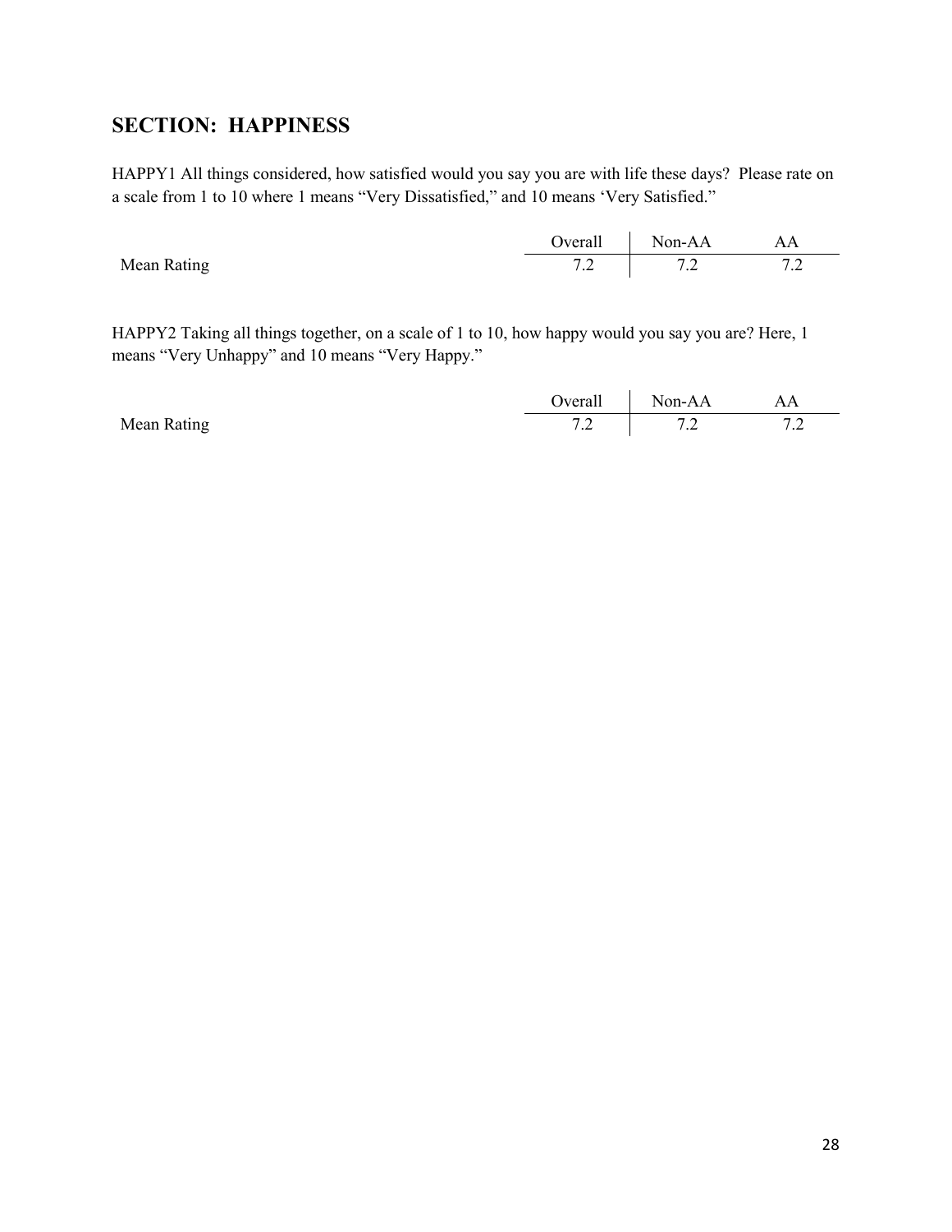## SECTION: HAPPINESS

HAPPY1 All things considered, how satisfied would you say you are with life these days? Please rate on a scale from 1 to 10 where 1 means "Very Dissatisfied," and 10 means 'Very Satisfied."

| | Overall | Non-AA | AA |
|---|---|---|---|
| Mean Rating | 7.2 | 7.2 | 7.2 |

HAPPY2 Taking all things together, on a scale of 1 to 10, how happy would you say you are? Here, 1 means "Very Unhappy" and 10 means "Very Happy."

| | Overall | Non-AA | AA |
|---|---|---|---|
| Mean Rating | 7.2 | 7.2 | 7.2 |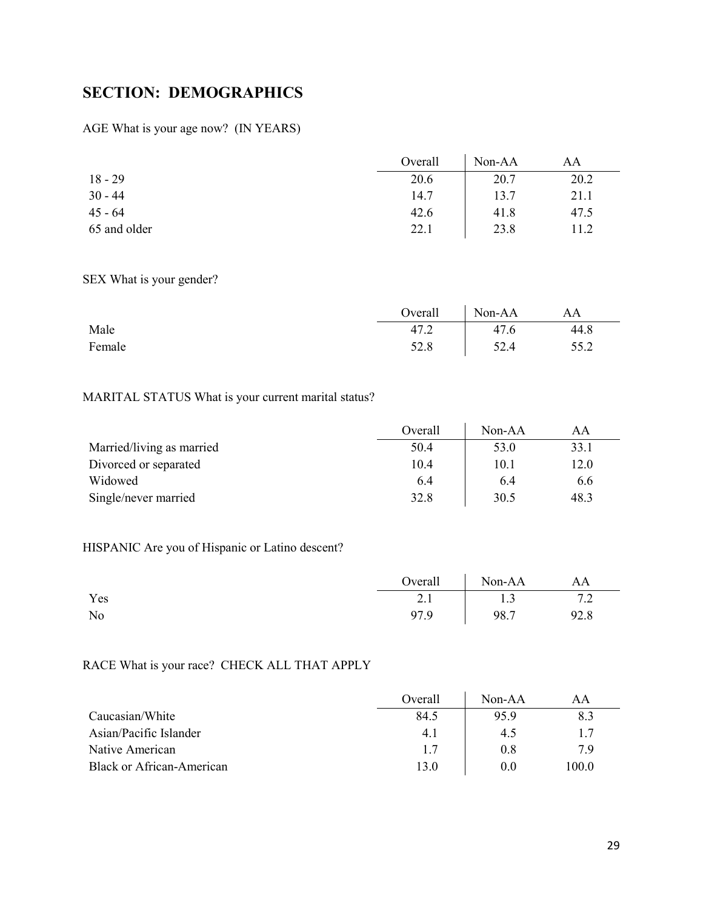## SECTION: DEMOGRAPHICS

AGE What is your age now? (IN YEARS)

| | Overall | Non-AA | AA |
|---|---|---|---|
| 18 - 29 | 20.6 | 20.7 | 20.2 |
| 30 - 44 | 14.7 | 13.7 | 21.1 |
| 45 - 64 | 42.6 | 41.8 | 47.5 |
| 65 and older | 22.1 | 23.8 | 11.2 |

SEX What is your gender?

| | Overall | Non-AA | AA |
|---|---|---|---|
| Male | 47.2 | 47.6 | 44.8 |
| Female | 52.8 | 52.4 | 55.2 |

MARITAL STATUS What is your current marital status?

| | Overall | Non-AA | AA |
|---|---|---|---|
| Married/living as married | 50.4 | 53.0 | 33.1 |
| Divorced or separated | 10.4 | 10.1 | 12.0 |
| Widowed | 6.4 | 6.4 | 6.6 |
| Single/never married | 32.8 | 30.5 | 48.3 |

HISPANIC Are you of Hispanic or Latino descent?

| | Overall | Non-AA | AA |
|---|---|---|---|
| Yes | 2.1 | 1.3 | 7.2 |
| No | 97.9 | 98.7 | 92.8 |

RACE What is your race? CHECK ALL THAT APPLY

| | Overall | Non-AA | AA |
|---|---|---|---|
| Caucasian/White | 84.5 | 95.9 | 8.3 |
| Asian/Pacific Islander | 4.1 | 4.5 | 1.7 |
| Native American | 1.7 | 0.8 | 7.9 |
| Black or African-American | 13.0 | 0.0 | 100.0 |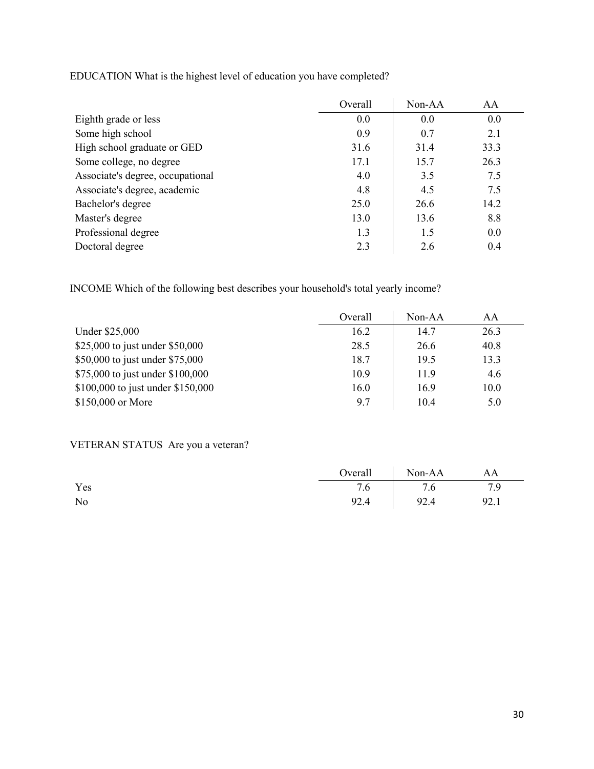EDUCATION What is the highest level of education you have completed?

| | Overall | Non-AA | AA |
|---|---|---|---|
| Eighth grade or less | 0.0 | 0.0 | 0.0 |
| Some high school | 0.9 | 0.7 | 2.1 |
| High school graduate or GED | 31.6 | 31.4 | 33.3 |
| Some college, no degree | 17.1 | 15.7 | 26.3 |
| Associate's degree, occupational | 4.0 | 3.5 | 7.5 |
| Associate's degree, academic | 4.8 | 4.5 | 7.5 |
| Bachelor's degree | 25.0 | 26.6 | 14.2 |
| Master's degree | 13.0 | 13.6 | 8.8 |
| Professional degree | 1.3 | 1.5 | 0.0 |
| Doctoral degree | 2.3 | 2.6 | 0.4 |

INCOME Which of the following best describes your household's total yearly income?

| | Overall | Non-AA | AA |
|---|---|---|---|
| Under $25,000 | 16.2 | 14.7 | 26.3 |
| $25,000 to just under $50,000 | 28.5 | 26.6 | 40.8 |
| $50,000 to just under $75,000 | 18.7 | 19.5 | 13.3 |
| $75,000 to just under $100,000 | 10.9 | 11.9 | 4.6 |
| $100,000 to just under $150,000 | 16.0 | 16.9 | 10.0 |
| $150,000 or More | 9.7 | 10.4 | 5.0 |

VETERAN STATUS Are you a veteran?

| | Overall | Non-AA | AA |
|---|---|---|---|
| Yes | 7.6 | 7.6 | 7.9 |
| No | 92.4 | 92.4 | 92.1 |